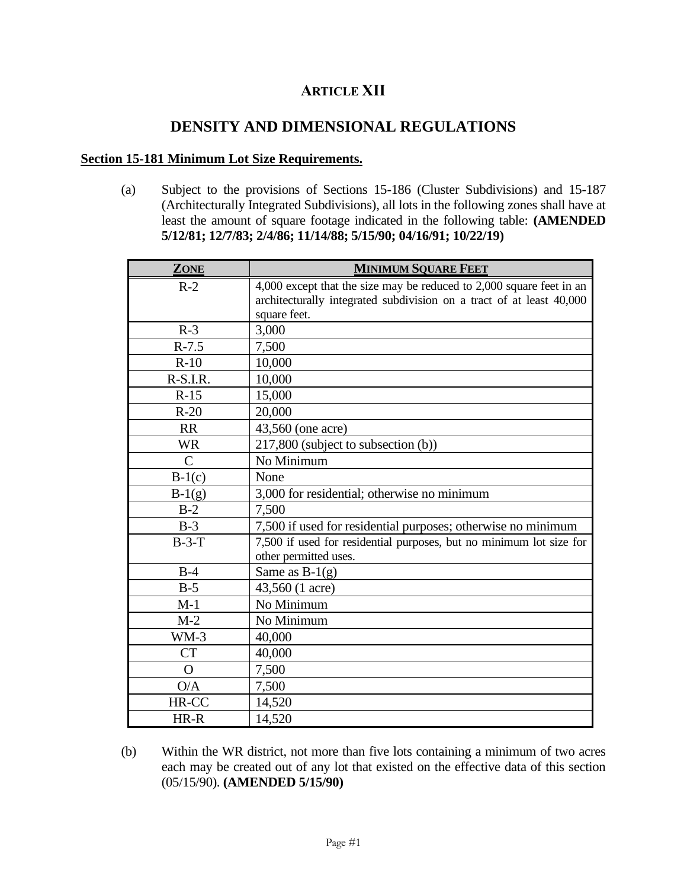# ARTICLE XII

## DENSITY AND DIMENSIONAL REGULATIONS

**Section 15-181 Minimum Lot Size Requirements.**

(a) Subject to the provisions of Sections 15-186 (Cluster Subdivisions) and 15-187 (Architecturally Integrated Subdivisions), all lots in the following zones shall have at least the amount of square footage indicated in the following table: **(AMENDED 5/12/81; 12/7/83; 2/4/86; 11/14/88; 5/15/90; 04/16/91; 10/22/19)**

| ZONE | MINIMUM SQUARE FEET |
|---|---|
| R-2 | 4,000 except that the size may be reduced to 2,000 square feet in an architecturally integrated subdivision on a tract of at least 40,000 square feet. |
| R-3 | 3,000 |
| R-7.5 | 7,500 |
| R-10 | 10,000 |
| R-S.I.R. | 10,000 |
| R-15 | 15,000 |
| R-20 | 20,000 |
| RR | 43,560 (one acre) |
| WR | 217,800 (subject to subsection (b)) |
| C | No Minimum |
| B-1(c) | None |
| B-1(g) | 3,000 for residential; otherwise no minimum |
| B-2 | 7,500 |
| B-3 | 7,500 if used for residential purposes; otherwise no minimum |
| B-3-T | 7,500 if used for residential purposes, but no minimum lot size for other permitted uses. |
| B-4 | Same as B-1(g) |
| B-5 | 43,560 (1 acre) |
| M-1 | No Minimum |
| M-2 | No Minimum |
| WM-3 | 40,000 |
| CT | 40,000 |
| O | 7,500 |
| O/A | 7,500 |
| HR-CC | 14,520 |
| HR-R | 14,520 |

(b) Within the WR district, not more than five lots containing a minimum of two acres each may be created out of any lot that existed on the effective data of this section (05/15/90). **(AMENDED 5/15/90)**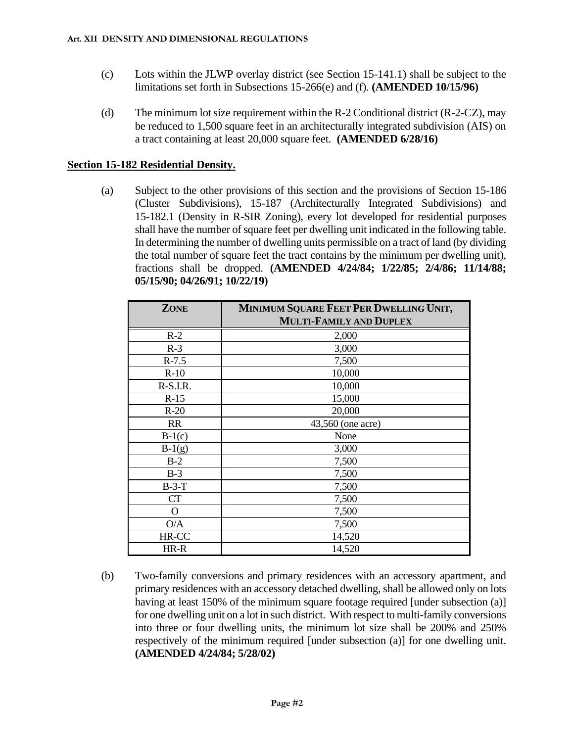(c) Lots within the JLWP overlay district (see Section 15-141.1) shall be subject to the limitations set forth in Subsections 15-266(e) and (f). **(AMENDED 10/15/96)**

(d) The minimum lot size requirement within the R-2 Conditional district (R-2-CZ), may be reduced to 1,500 square feet in an architecturally integrated subdivision (AIS) on a tract containing at least 20,000 square feet. **(AMENDED 6/28/16)**

## Section 15-182 Residential Density.

(a) Subject to the other provisions of this section and the provisions of Section 15-186 (Cluster Subdivisions), 15-187 (Architecturally Integrated Subdivisions) and 15-182.1 (Density in R-SIR Zoning), every lot developed for residential purposes shall have the number of square feet per dwelling unit indicated in the following table. In determining the number of dwelling units permissible on a tract of land (by dividing the total number of square feet the tract contains by the minimum per dwelling unit), fractions shall be dropped. **(AMENDED 4/24/84; 1/22/85; 2/4/86; 11/14/88; 05/15/90; 04/26/91; 10/22/19)**

| ZONE | MINIMUM SQUARE FEET PER DWELLING UNIT, MULTI-FAMILY AND DUPLEX |
|---|---|
| R-2 | 2,000 |
| R-3 | 3,000 |
| R-7.5 | 7,500 |
| R-10 | 10,000 |
| R-S.I.R. | 10,000 |
| R-15 | 15,000 |
| R-20 | 20,000 |
| RR | 43,560 (one acre) |
| B-1(c) | None |
| B-1(g) | 3,000 |
| B-2 | 7,500 |
| B-3 | 7,500 |
| B-3-T | 7,500 |
| CT | 7,500 |
| O | 7,500 |
| O/A | 7,500 |
| HR-CC | 14,520 |
| HR-R | 14,520 |

(b) Two-family conversions and primary residences with an accessory apartment, and primary residences with an accessory detached dwelling, shall be allowed only on lots having at least 150% of the minimum square footage required [under subsection (a)] for one dwelling unit on a lot in such district. With respect to multi-family conversions into three or four dwelling units, the minimum lot size shall be 200% and 250% respectively of the minimum required [under subsection (a)] for one dwelling unit. **(AMENDED 4/24/84; 5/28/02)**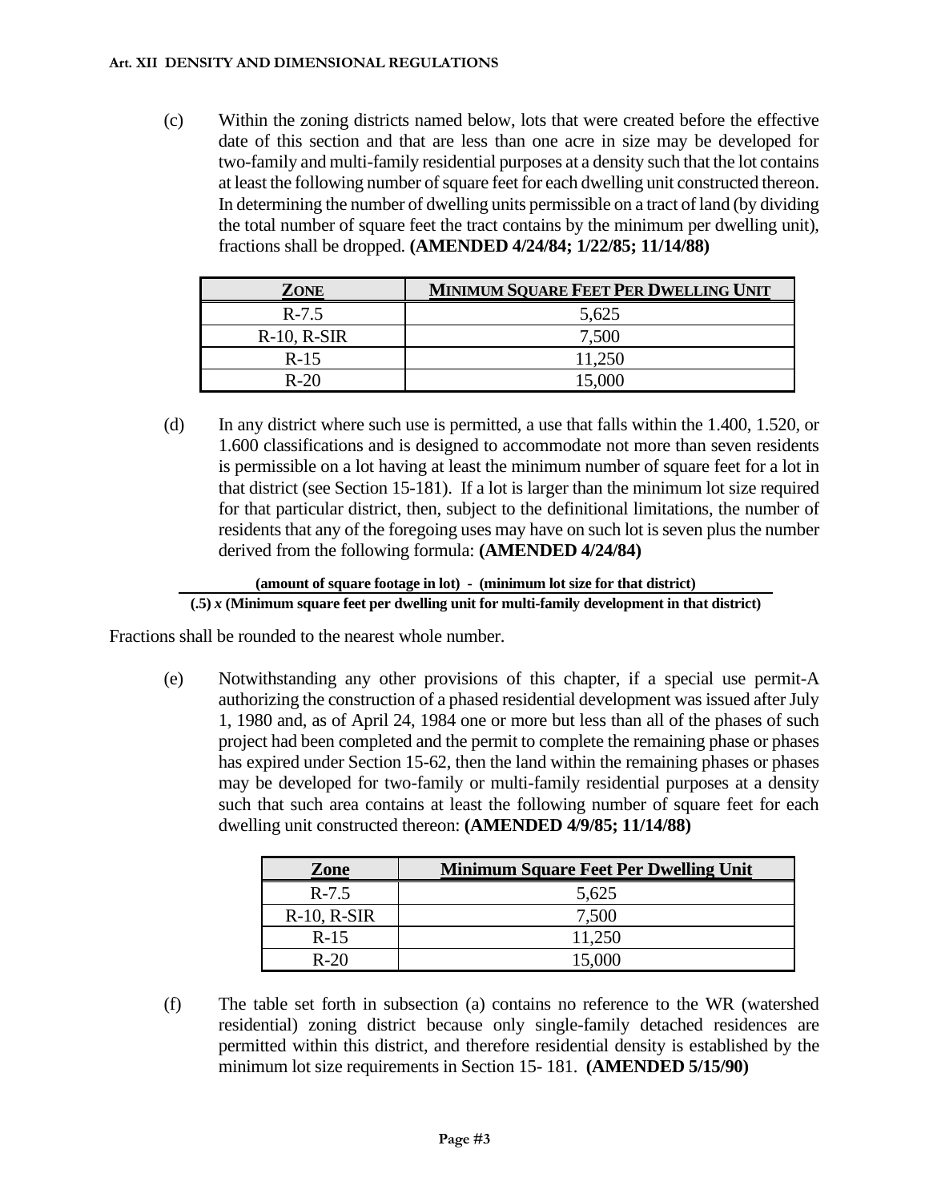(c) Within the zoning districts named below, lots that were created before the effective date of this section and that are less than one acre in size may be developed for two-family and multi-family residential purposes at a density such that the lot contains at least the following number of square feet for each dwelling unit constructed thereon. In determining the number of dwelling units permissible on a tract of land (by dividing the total number of square feet the tract contains by the minimum per dwelling unit), fractions shall be dropped. **(AMENDED 4/24/84; 1/22/85; 11/14/88)**

| ZONE | MINIMUM SQUARE FEET PER DWELLING UNIT |
|---|---|
| R-7.5 | 5,625 |
| R-10, R-SIR | 7,500 |
| R-15 | 11,250 |
| R-20 | 15,000 |

(d) In any district where such use is permitted, a use that falls within the 1.400, 1.520, or 1.600 classifications and is designed to accommodate not more than seven residents is permissible on a lot having at least the minimum number of square feet for a lot in that district (see Section 15-181). If a lot is larger than the minimum lot size required for that particular district, then, subject to the definitional limitations, the number of residents that any of the foregoing uses may have on such lot is seven plus the number derived from the following formula: **(AMENDED 4/24/84)**

$$\frac{\textbf{(amount of square footage in lot) - (minimum lot size for that district)}}{\textbf{(.5)} \times \textbf{(Minimum square feet per dwelling unit for multi-family development in that district)}}$$

Fractions shall be rounded to the nearest whole number.

(e) Notwithstanding any other provisions of this chapter, if a special use permit-A authorizing the construction of a phased residential development was issued after July 1, 1980 and, as of April 24, 1984 one or more but less than all of the phases of such project had been completed and the permit to complete the remaining phase or phases has expired under Section 15-62, then the land within the remaining phases or phases may be developed for two-family or multi-family residential purposes at a density such that such area contains at least the following number of square feet for each dwelling unit constructed thereon: **(AMENDED 4/9/85; 11/14/88)**

| Zone | Minimum Square Feet Per Dwelling Unit |
|---|---|
| R-7.5 | 5,625 |
| R-10, R-SIR | 7,500 |
| R-15 | 11,250 |
| R-20 | 15,000 |

(f) The table set forth in subsection (a) contains no reference to the WR (watershed residential) zoning district because only single-family detached residences are permitted within this district, and therefore residential density is established by the minimum lot size requirements in Section 15- 181. **(AMENDED 5/15/90)**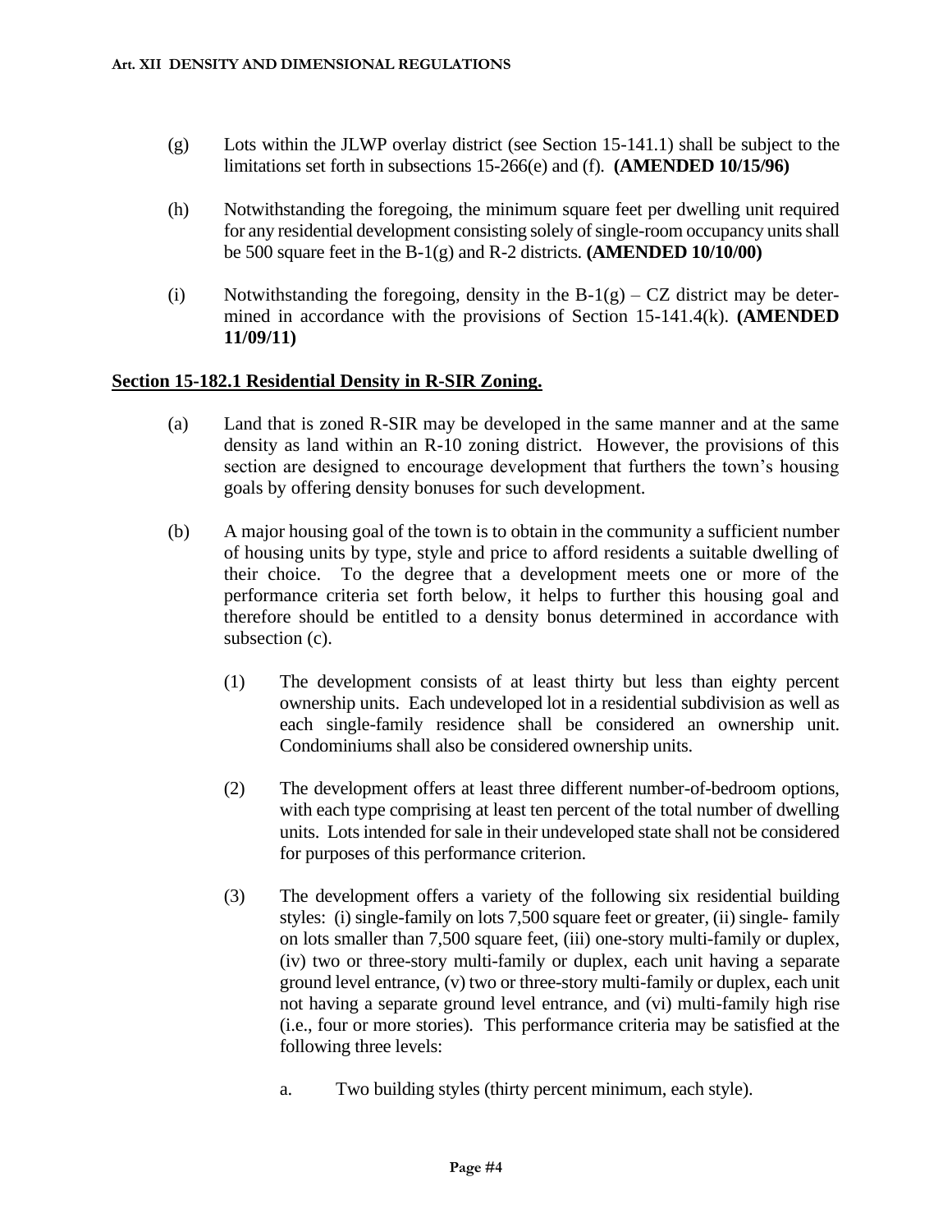(g) Lots within the JLWP overlay district (see Section 15-141.1) shall be subject to the limitations set forth in subsections 15-266(e) and (f). **(AMENDED 10/15/96)**

(h) Notwithstanding the foregoing, the minimum square feet per dwelling unit required for any residential development consisting solely of single-room occupancy units shall be 500 square feet in the B-1(g) and R-2 districts. **(AMENDED 10/10/00)**

(i) Notwithstanding the foregoing, density in the B-1(g) – CZ district may be determined in accordance with the provisions of Section 15-141.4(k). **(AMENDED 11/09/11)**

**Section 15-182.1 Residential Density in R-SIR Zoning.**

(a) Land that is zoned R-SIR may be developed in the same manner and at the same density as land within an R-10 zoning district. However, the provisions of this section are designed to encourage development that furthers the town's housing goals by offering density bonuses for such development.

(b) A major housing goal of the town is to obtain in the community a sufficient number of housing units by type, style and price to afford residents a suitable dwelling of their choice. To the degree that a development meets one or more of the performance criteria set forth below, it helps to further this housing goal and therefore should be entitled to a density bonus determined in accordance with subsection (c).

(1) The development consists of at least thirty but less than eighty percent ownership units. Each undeveloped lot in a residential subdivision as well as each single-family residence shall be considered an ownership unit. Condominiums shall also be considered ownership units.

(2) The development offers at least three different number-of-bedroom options, with each type comprising at least ten percent of the total number of dwelling units. Lots intended for sale in their undeveloped state shall not be considered for purposes of this performance criterion.

(3) The development offers a variety of the following six residential building styles: (i) single-family on lots 7,500 square feet or greater, (ii) single- family on lots smaller than 7,500 square feet, (iii) one-story multi-family or duplex, (iv) two or three-story multi-family or duplex, each unit having a separate ground level entrance, (v) two or three-story multi-family or duplex, each unit not having a separate ground level entrance, and (vi) multi-family high rise (i.e., four or more stories). This performance criteria may be satisfied at the following three levels:

a. Two building styles (thirty percent minimum, each style).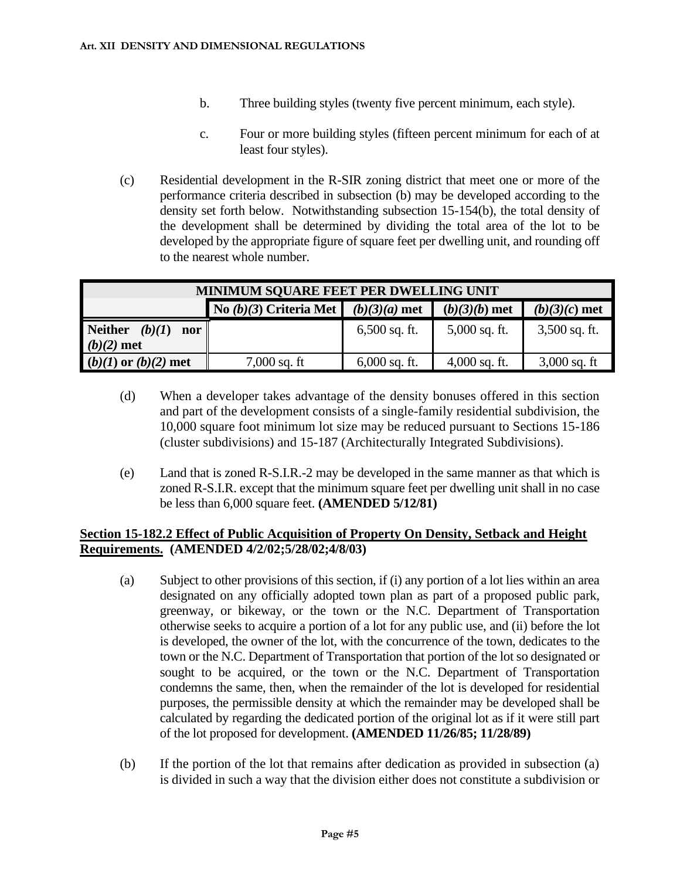b. Three building styles (twenty five percent minimum, each style).

c. Four or more building styles (fifteen percent minimum for each of at least four styles).

(c) Residential development in the R-SIR zoning district that meet one or more of the performance criteria described in subsection (b) may be developed according to the density set forth below. Notwithstanding subsection 15-154(b), the total density of the development shall be determined by dividing the total area of the lot to be developed by the appropriate figure of square feet per dwelling unit, and rounding off to the nearest whole number.

| MINIMUM SQUARE FEET PER DWELLING UNIT | | | | |
|---|---|---|---|---|
| | **No *(b)(3)* Criteria Met** | ***(b)(3)(a)* met** | ***(b)(3)(b)* met** | ***(b)(3)(c)* met** |
| **Neither *(b)(1)* nor *(b)(2)* met** | | 6,500 sq. ft. | 5,000 sq. ft. | 3,500 sq. ft. |
| ***(b)(1)* or *(b)(2)* met** | 7,000 sq. ft | 6,000 sq. ft. | 4,000 sq. ft. | 3,000 sq. ft |

(d) When a developer takes advantage of the density bonuses offered in this section and part of the development consists of a single-family residential subdivision, the 10,000 square foot minimum lot size may be reduced pursuant to Sections 15-186 (cluster subdivisions) and 15-187 (Architecturally Integrated Subdivisions).

(e) Land that is zoned R-S.I.R.-2 may be developed in the same manner as that which is zoned R-S.I.R. except that the minimum square feet per dwelling unit shall in no case be less than 6,000 square feet. **(AMENDED 5/12/81)**

## Section 15-182.2 Effect of Public Acquisition of Property On Density, Setback and Height Requirements. (AMENDED 4/2/02;5/28/02;4/8/03)

(a) Subject to other provisions of this section, if (i) any portion of a lot lies within an area designated on any officially adopted town plan as part of a proposed public park, greenway, or bikeway, or the town or the N.C. Department of Transportation otherwise seeks to acquire a portion of a lot for any public use, and (ii) before the lot is developed, the owner of the lot, with the concurrence of the town, dedicates to the town or the N.C. Department of Transportation that portion of the lot so designated or sought to be acquired, or the town or the N.C. Department of Transportation condemns the same, then, when the remainder of the lot is developed for residential purposes, the permissible density at which the remainder may be developed shall be calculated by regarding the dedicated portion of the original lot as if it were still part of the lot proposed for development. **(AMENDED 11/26/85; 11/28/89)**

(b) If the portion of the lot that remains after dedication as provided in subsection (a) is divided in such a way that the division either does not constitute a subdivision or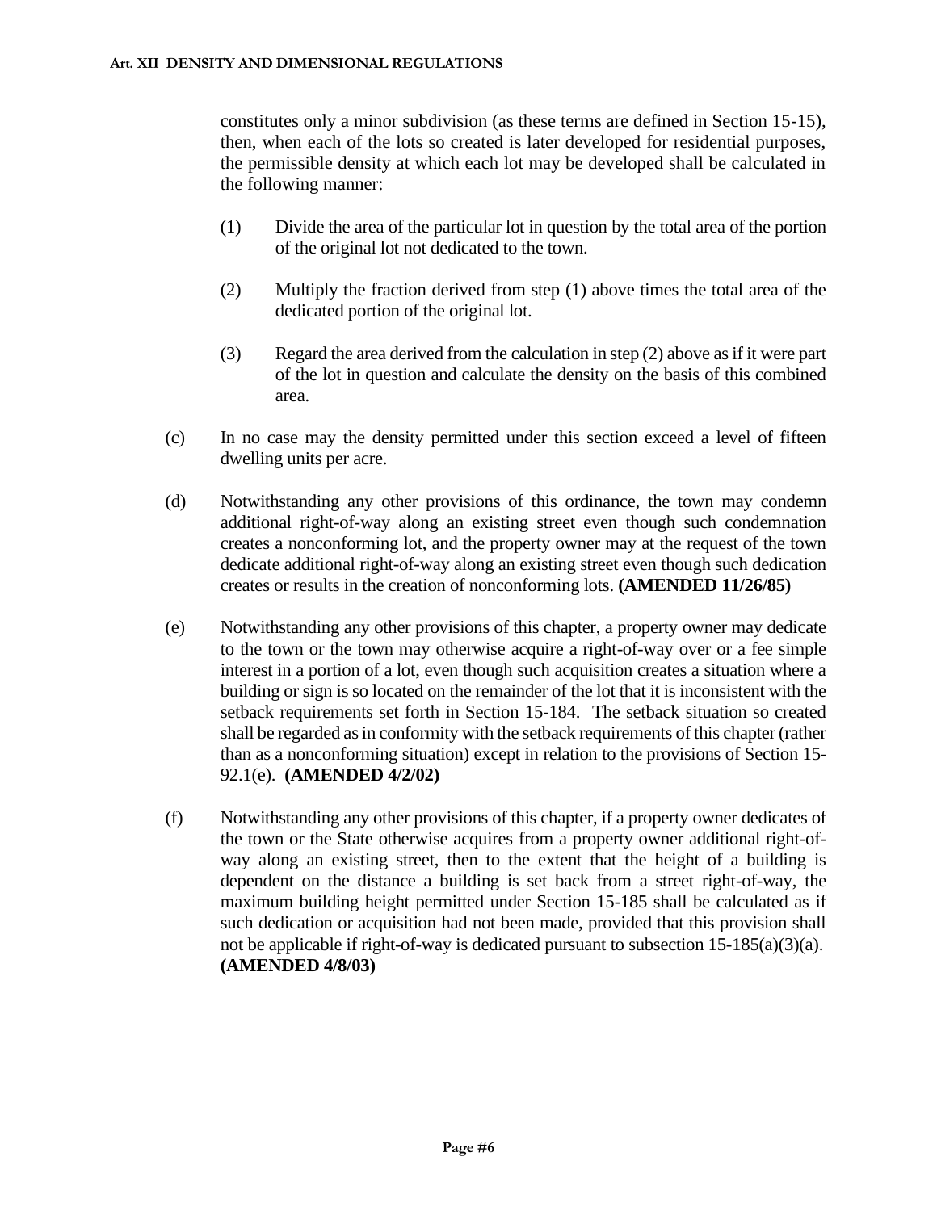constitutes only a minor subdivision (as these terms are defined in Section 15-15), then, when each of the lots so created is later developed for residential purposes, the permissible density at which each lot may be developed shall be calculated in the following manner:

(1) Divide the area of the particular lot in question by the total area of the portion of the original lot not dedicated to the town.

(2) Multiply the fraction derived from step (1) above times the total area of the dedicated portion of the original lot.

(3) Regard the area derived from the calculation in step (2) above as if it were part of the lot in question and calculate the density on the basis of this combined area.

(c) In no case may the density permitted under this section exceed a level of fifteen dwelling units per acre.

(d) Notwithstanding any other provisions of this ordinance, the town may condemn additional right-of-way along an existing street even though such condemnation creates a nonconforming lot, and the property owner may at the request of the town dedicate additional right-of-way along an existing street even though such dedication creates or results in the creation of nonconforming lots. **(AMENDED 11/26/85)**

(e) Notwithstanding any other provisions of this chapter, a property owner may dedicate to the town or the town may otherwise acquire a right-of-way over or a fee simple interest in a portion of a lot, even though such acquisition creates a situation where a building or sign is so located on the remainder of the lot that it is inconsistent with the setback requirements set forth in Section 15-184. The setback situation so created shall be regarded as in conformity with the setback requirements of this chapter (rather than as a nonconforming situation) except in relation to the provisions of Section 15-92.1(e). **(AMENDED 4/2/02)**

(f) Notwithstanding any other provisions of this chapter, if a property owner dedicates of the town or the State otherwise acquires from a property owner additional right-of-way along an existing street, then to the extent that the height of a building is dependent on the distance a building is set back from a street right-of-way, the maximum building height permitted under Section 15-185 shall be calculated as if such dedication or acquisition had not been made, provided that this provision shall not be applicable if right-of-way is dedicated pursuant to subsection 15-185(a)(3)(a). **(AMENDED 4/8/03)**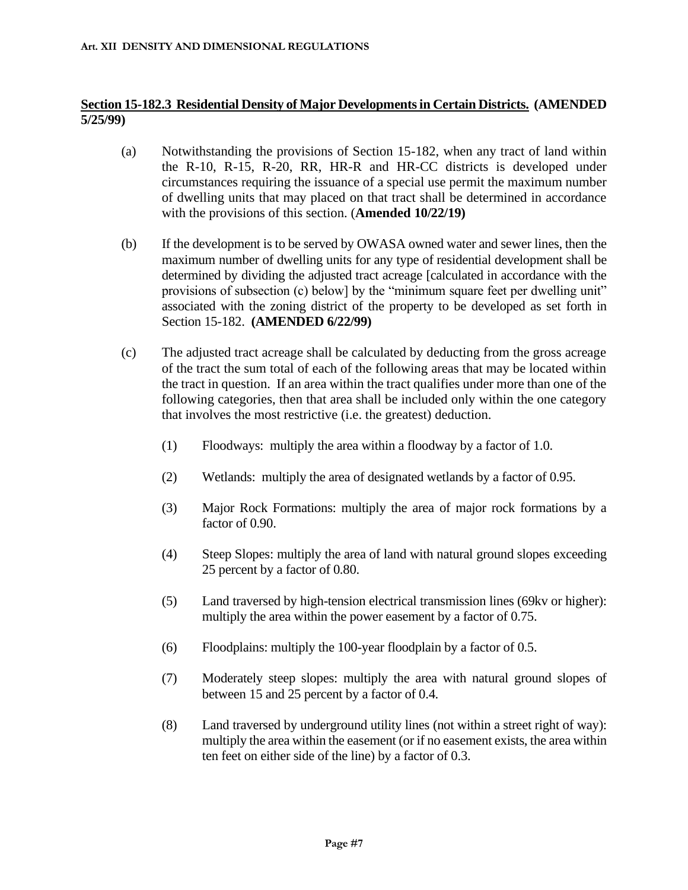**Section 15-182.3 Residential Density of Major Developments in Certain Districts. (AMENDED 5/25/99)**

(a) Notwithstanding the provisions of Section 15-182, when any tract of land within the R-10, R-15, R-20, RR, HR-R and HR-CC districts is developed under circumstances requiring the issuance of a special use permit the maximum number of dwelling units that may placed on that tract shall be determined in accordance with the provisions of this section. (**Amended 10/22/19)**

(b) If the development is to be served by OWASA owned water and sewer lines, then the maximum number of dwelling units for any type of residential development shall be determined by dividing the adjusted tract acreage [calculated in accordance with the provisions of subsection (c) below] by the "minimum square feet per dwelling unit" associated with the zoning district of the property to be developed as set forth in Section 15-182. **(AMENDED 6/22/99)**

(c) The adjusted tract acreage shall be calculated by deducting from the gross acreage of the tract the sum total of each of the following areas that may be located within the tract in question. If an area within the tract qualifies under more than one of the following categories, then that area shall be included only within the one category that involves the most restrictive (i.e. the greatest) deduction.

(1) Floodways: multiply the area within a floodway by a factor of 1.0.

(2) Wetlands: multiply the area of designated wetlands by a factor of 0.95.

(3) Major Rock Formations: multiply the area of major rock formations by a factor of 0.90.

(4) Steep Slopes: multiply the area of land with natural ground slopes exceeding 25 percent by a factor of 0.80.

(5) Land traversed by high-tension electrical transmission lines (69kv or higher): multiply the area within the power easement by a factor of 0.75.

(6) Floodplains: multiply the 100-year floodplain by a factor of 0.5.

(7) Moderately steep slopes: multiply the area with natural ground slopes of between 15 and 25 percent by a factor of 0.4.

(8) Land traversed by underground utility lines (not within a street right of way): multiply the area within the easement (or if no easement exists, the area within ten feet on either side of the line) by a factor of 0.3.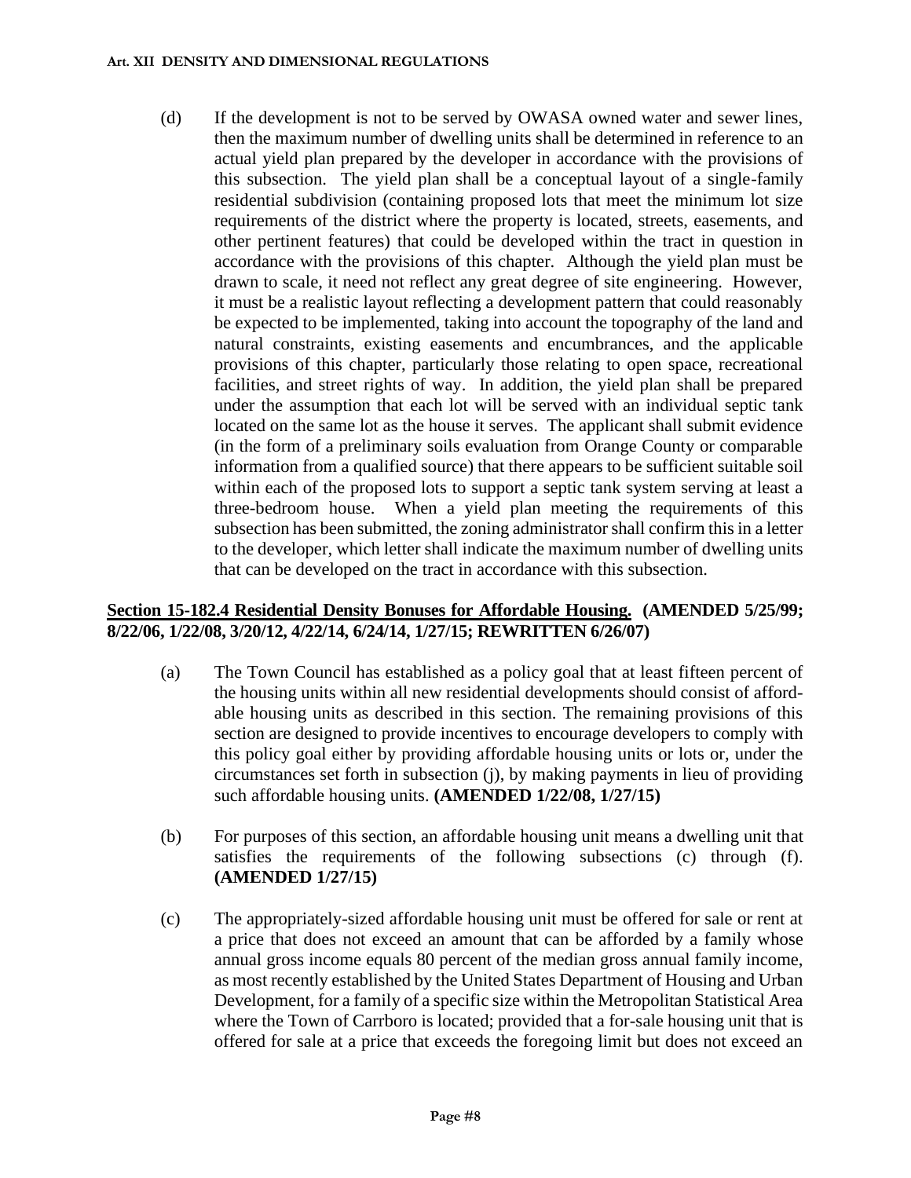(d) If the development is not to be served by OWASA owned water and sewer lines, then the maximum number of dwelling units shall be determined in reference to an actual yield plan prepared by the developer in accordance with the provisions of this subsection. The yield plan shall be a conceptual layout of a single-family residential subdivision (containing proposed lots that meet the minimum lot size requirements of the district where the property is located, streets, easements, and other pertinent features) that could be developed within the tract in question in accordance with the provisions of this chapter. Although the yield plan must be drawn to scale, it need not reflect any great degree of site engineering. However, it must be a realistic layout reflecting a development pattern that could reasonably be expected to be implemented, taking into account the topography of the land and natural constraints, existing easements and encumbrances, and the applicable provisions of this chapter, particularly those relating to open space, recreational facilities, and street rights of way. In addition, the yield plan shall be prepared under the assumption that each lot will be served with an individual septic tank located on the same lot as the house it serves. The applicant shall submit evidence (in the form of a preliminary soils evaluation from Orange County or comparable information from a qualified source) that there appears to be sufficient suitable soil within each of the proposed lots to support a septic tank system serving at least a three-bedroom house. When a yield plan meeting the requirements of this subsection has been submitted, the zoning administrator shall confirm this in a letter to the developer, which letter shall indicate the maximum number of dwelling units that can be developed on the tract in accordance with this subsection.

**Section 15-182.4 Residential Density Bonuses for Affordable Housing. (AMENDED 5/25/99; 8/22/06, 1/22/08, 3/20/12, 4/22/14, 6/24/14, 1/27/15; REWRITTEN 6/26/07)**

(a) The Town Council has established as a policy goal that at least fifteen percent of the housing units within all new residential developments should consist of affordable housing units as described in this section. The remaining provisions of this section are designed to provide incentives to encourage developers to comply with this policy goal either by providing affordable housing units or lots or, under the circumstances set forth in subsection (j), by making payments in lieu of providing such affordable housing units. **(AMENDED 1/22/08, 1/27/15)**

(b) For purposes of this section, an affordable housing unit means a dwelling unit that satisfies the requirements of the following subsections (c) through (f). **(AMENDED 1/27/15)**

(c) The appropriately-sized affordable housing unit must be offered for sale or rent at a price that does not exceed an amount that can be afforded by a family whose annual gross income equals 80 percent of the median gross annual family income, as most recently established by the United States Department of Housing and Urban Development, for a family of a specific size within the Metropolitan Statistical Area where the Town of Carrboro is located; provided that a for-sale housing unit that is offered for sale at a price that exceeds the foregoing limit but does not exceed an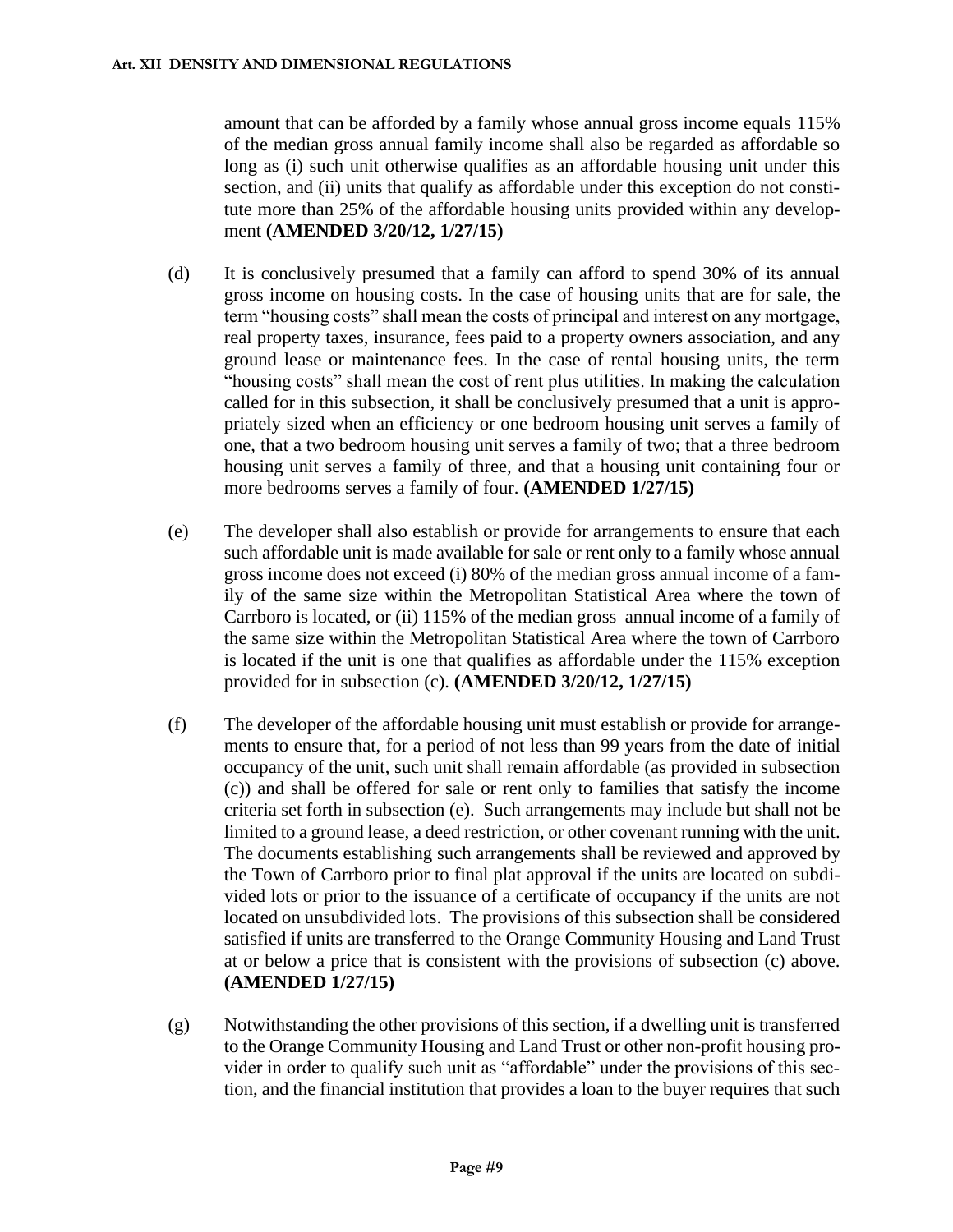amount that can be afforded by a family whose annual gross income equals 115% of the median gross annual family income shall also be regarded as affordable so long as (i) such unit otherwise qualifies as an affordable housing unit under this section, and (ii) units that qualify as affordable under this exception do not constitute more than 25% of the affordable housing units provided within any development **(AMENDED 3/20/12, 1/27/15)**

(d) It is conclusively presumed that a family can afford to spend 30% of its annual gross income on housing costs. In the case of housing units that are for sale, the term "housing costs" shall mean the costs of principal and interest on any mortgage, real property taxes, insurance, fees paid to a property owners association, and any ground lease or maintenance fees. In the case of rental housing units, the term "housing costs" shall mean the cost of rent plus utilities. In making the calculation called for in this subsection, it shall be conclusively presumed that a unit is appropriately sized when an efficiency or one bedroom housing unit serves a family of one, that a two bedroom housing unit serves a family of two; that a three bedroom housing unit serves a family of three, and that a housing unit containing four or more bedrooms serves a family of four. **(AMENDED 1/27/15)**

(e) The developer shall also establish or provide for arrangements to ensure that each such affordable unit is made available for sale or rent only to a family whose annual gross income does not exceed (i) 80% of the median gross annual income of a family of the same size within the Metropolitan Statistical Area where the town of Carrboro is located, or (ii) 115% of the median gross annual income of a family of the same size within the Metropolitan Statistical Area where the town of Carrboro is located if the unit is one that qualifies as affordable under the 115% exception provided for in subsection (c). **(AMENDED 3/20/12, 1/27/15)**

(f) The developer of the affordable housing unit must establish or provide for arrangements to ensure that, for a period of not less than 99 years from the date of initial occupancy of the unit, such unit shall remain affordable (as provided in subsection (c)) and shall be offered for sale or rent only to families that satisfy the income criteria set forth in subsection (e). Such arrangements may include but shall not be limited to a ground lease, a deed restriction, or other covenant running with the unit. The documents establishing such arrangements shall be reviewed and approved by the Town of Carrboro prior to final plat approval if the units are located on subdivided lots or prior to the issuance of a certificate of occupancy if the units are not located on unsubdivided lots. The provisions of this subsection shall be considered satisfied if units are transferred to the Orange Community Housing and Land Trust at or below a price that is consistent with the provisions of subsection (c) above. **(AMENDED 1/27/15)**

(g) Notwithstanding the other provisions of this section, if a dwelling unit is transferred to the Orange Community Housing and Land Trust or other non-profit housing provider in order to qualify such unit as "affordable" under the provisions of this section, and the financial institution that provides a loan to the buyer requires that such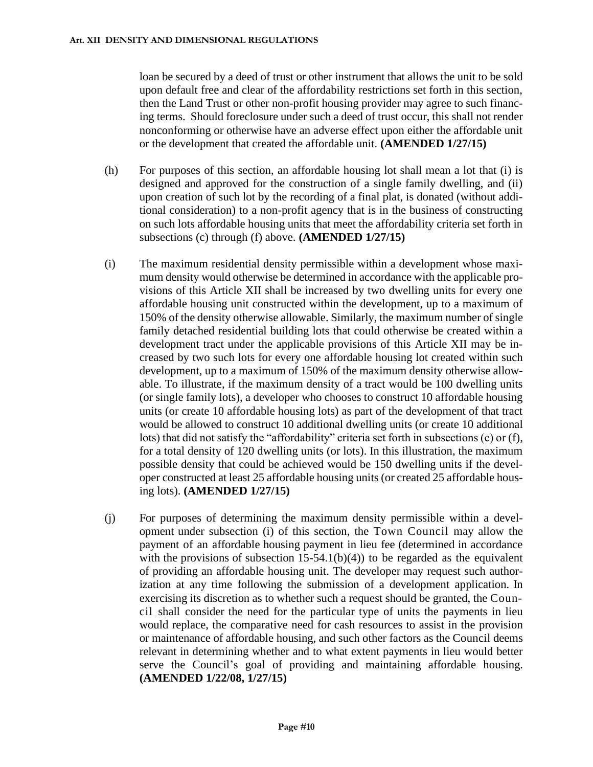loan be secured by a deed of trust or other instrument that allows the unit to be sold upon default free and clear of the affordability restrictions set forth in this section, then the Land Trust or other non-profit housing provider may agree to such financing terms. Should foreclosure under such a deed of trust occur, this shall not render nonconforming or otherwise have an adverse effect upon either the affordable unit or the development that created the affordable unit. **(AMENDED 1/27/15)**

(h) For purposes of this section, an affordable housing lot shall mean a lot that (i) is designed and approved for the construction of a single family dwelling, and (ii) upon creation of such lot by the recording of a final plat, is donated (without additional consideration) to a non-profit agency that is in the business of constructing on such lots affordable housing units that meet the affordability criteria set forth in subsections (c) through (f) above. **(AMENDED 1/27/15)**

(i) The maximum residential density permissible within a development whose maximum density would otherwise be determined in accordance with the applicable provisions of this Article XII shall be increased by two dwelling units for every one affordable housing unit constructed within the development, up to a maximum of 150% of the density otherwise allowable. Similarly, the maximum number of single family detached residential building lots that could otherwise be created within a development tract under the applicable provisions of this Article XII may be increased by two such lots for every one affordable housing lot created within such development, up to a maximum of 150% of the maximum density otherwise allowable. To illustrate, if the maximum density of a tract would be 100 dwelling units (or single family lots), a developer who chooses to construct 10 affordable housing units (or create 10 affordable housing lots) as part of the development of that tract would be allowed to construct 10 additional dwelling units (or create 10 additional lots) that did not satisfy the "affordability" criteria set forth in subsections (c) or (f), for a total density of 120 dwelling units (or lots). In this illustration, the maximum possible density that could be achieved would be 150 dwelling units if the developer constructed at least 25 affordable housing units (or created 25 affordable housing lots). **(AMENDED 1/27/15)**

(j) For purposes of determining the maximum density permissible within a development under subsection (i) of this section, the Town Council may allow the payment of an affordable housing payment in lieu fee (determined in accordance with the provisions of subsection 15-54.1(b)(4)) to be regarded as the equivalent of providing an affordable housing unit. The developer may request such authorization at any time following the submission of a development application. In exercising its discretion as to whether such a request should be granted, the Council shall consider the need for the particular type of units the payments in lieu would replace, the comparative need for cash resources to assist in the provision or maintenance of affordable housing, and such other factors as the Council deems relevant in determining whether and to what extent payments in lieu would better serve the Council's goal of providing and maintaining affordable housing. **(AMENDED 1/22/08, 1/27/15)**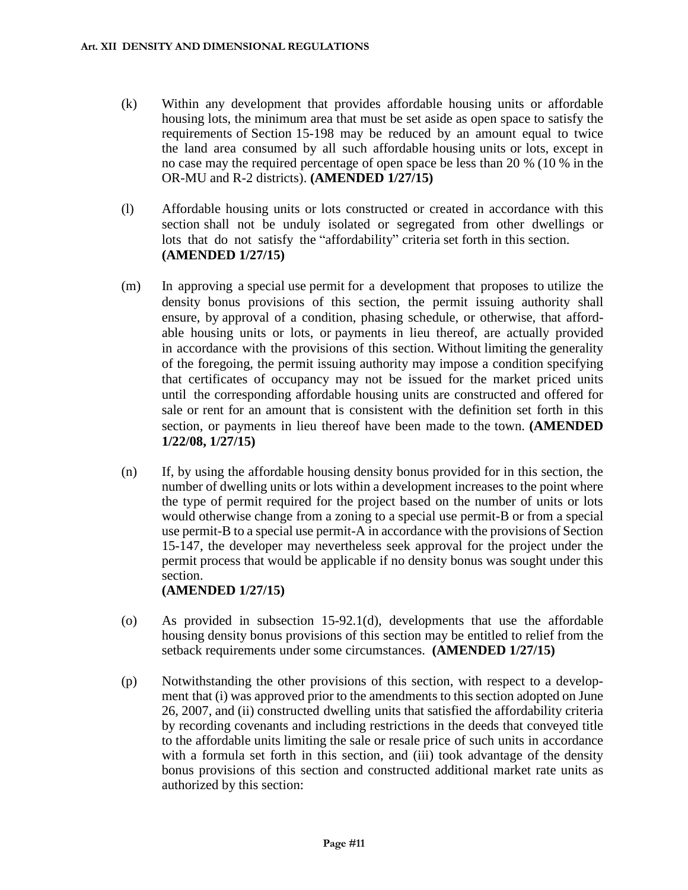(k) Within any development that provides affordable housing units or affordable housing lots, the minimum area that must be set aside as open space to satisfy the requirements of Section 15-198 may be reduced by an amount equal to twice the land area consumed by all such affordable housing units or lots, except in no case may the required percentage of open space be less than 20 % (10 % in the OR-MU and R-2 districts). **(AMENDED 1/27/15)**

(l) Affordable housing units or lots constructed or created in accordance with this section shall not be unduly isolated or segregated from other dwellings or lots that do not satisfy the "affordability" criteria set forth in this section. **(AMENDED 1/27/15)**

(m) In approving a special use permit for a development that proposes to utilize the density bonus provisions of this section, the permit issuing authority shall ensure, by approval of a condition, phasing schedule, or otherwise, that affordable housing units or lots, or payments in lieu thereof, are actually provided in accordance with the provisions of this section. Without limiting the generality of the foregoing, the permit issuing authority may impose a condition specifying that certificates of occupancy may not be issued for the market priced units until the corresponding affordable housing units are constructed and offered for sale or rent for an amount that is consistent with the definition set forth in this section, or payments in lieu thereof have been made to the town. **(AMENDED 1/22/08, 1/27/15)**

(n) If, by using the affordable housing density bonus provided for in this section, the number of dwelling units or lots within a development increases to the point where the type of permit required for the project based on the number of units or lots would otherwise change from a zoning to a special use permit-B or from a special use permit-B to a special use permit-A in accordance with the provisions of Section 15-147, the developer may nevertheless seek approval for the project under the permit process that would be applicable if no density bonus was sought under this section.
**(AMENDED 1/27/15)**

(o) As provided in subsection 15-92.1(d), developments that use the affordable housing density bonus provisions of this section may be entitled to relief from the setback requirements under some circumstances. **(AMENDED 1/27/15)**

(p) Notwithstanding the other provisions of this section, with respect to a development that (i) was approved prior to the amendments to this section adopted on June 26, 2007, and (ii) constructed dwelling units that satisfied the affordability criteria by recording covenants and including restrictions in the deeds that conveyed title to the affordable units limiting the sale or resale price of such units in accordance with a formula set forth in this section, and (iii) took advantage of the density bonus provisions of this section and constructed additional market rate units as authorized by this section: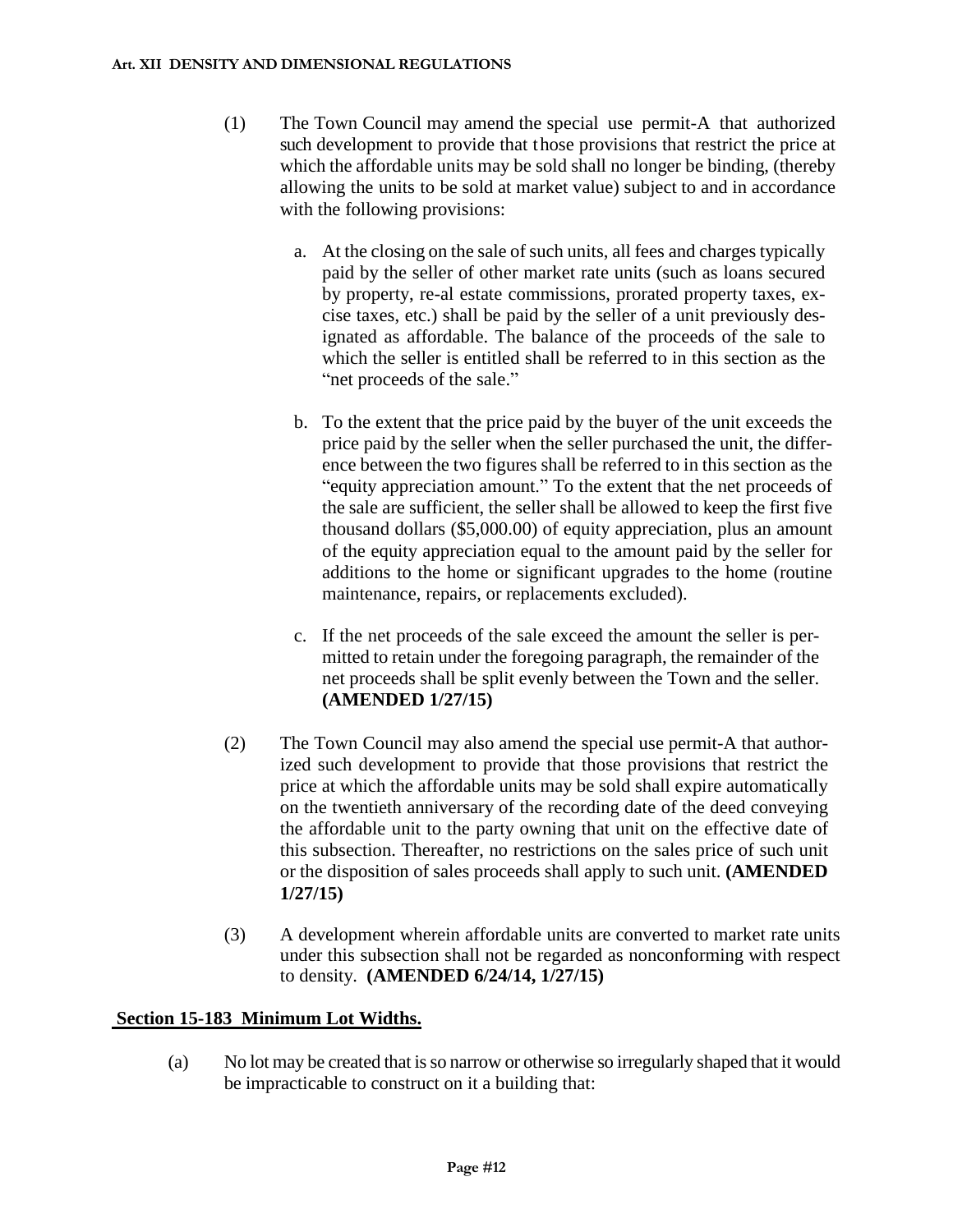(1) The Town Council may amend the special use permit-A that authorized such development to provide that those provisions that restrict the price at which the affordable units may be sold shall no longer be binding, (thereby allowing the units to be sold at market value) subject to and in accordance with the following provisions:

   a. At the closing on the sale of such units, all fees and charges typically paid by the seller of other market rate units (such as loans secured by property, re-al estate commissions, prorated property taxes, excise taxes, etc.) shall be paid by the seller of a unit previously designated as affordable. The balance of the proceeds of the sale to which the seller is entitled shall be referred to in this section as the "net proceeds of the sale."

   b. To the extent that the price paid by the buyer of the unit exceeds the price paid by the seller when the seller purchased the unit, the difference between the two figures shall be referred to in this section as the "equity appreciation amount." To the extent that the net proceeds of the sale are sufficient, the seller shall be allowed to keep the first five thousand dollars ($5,000.00) of equity appreciation, plus an amount of the equity appreciation equal to the amount paid by the seller for additions to the home or significant upgrades to the home (routine maintenance, repairs, or replacements excluded).

   c. If the net proceeds of the sale exceed the amount the seller is permitted to retain under the foregoing paragraph, the remainder of the net proceeds shall be split evenly between the Town and the seller. **(AMENDED 1/27/15)**

(2) The Town Council may also amend the special use permit-A that authorized such development to provide that those provisions that restrict the price at which the affordable units may be sold shall expire automatically on the twentieth anniversary of the recording date of the deed conveying the affordable unit to the party owning that unit on the effective date of this subsection. Thereafter, no restrictions on the sales price of such unit or the disposition of sales proceeds shall apply to such unit. **(AMENDED 1/27/15)**

(3) A development wherein affordable units are converted to market rate units under this subsection shall not be regarded as nonconforming with respect to density. **(AMENDED 6/24/14, 1/27/15)**

## Section 15-183 Minimum Lot Widths.

(a) No lot may be created that is so narrow or otherwise so irregularly shaped that it would be impracticable to construct on it a building that: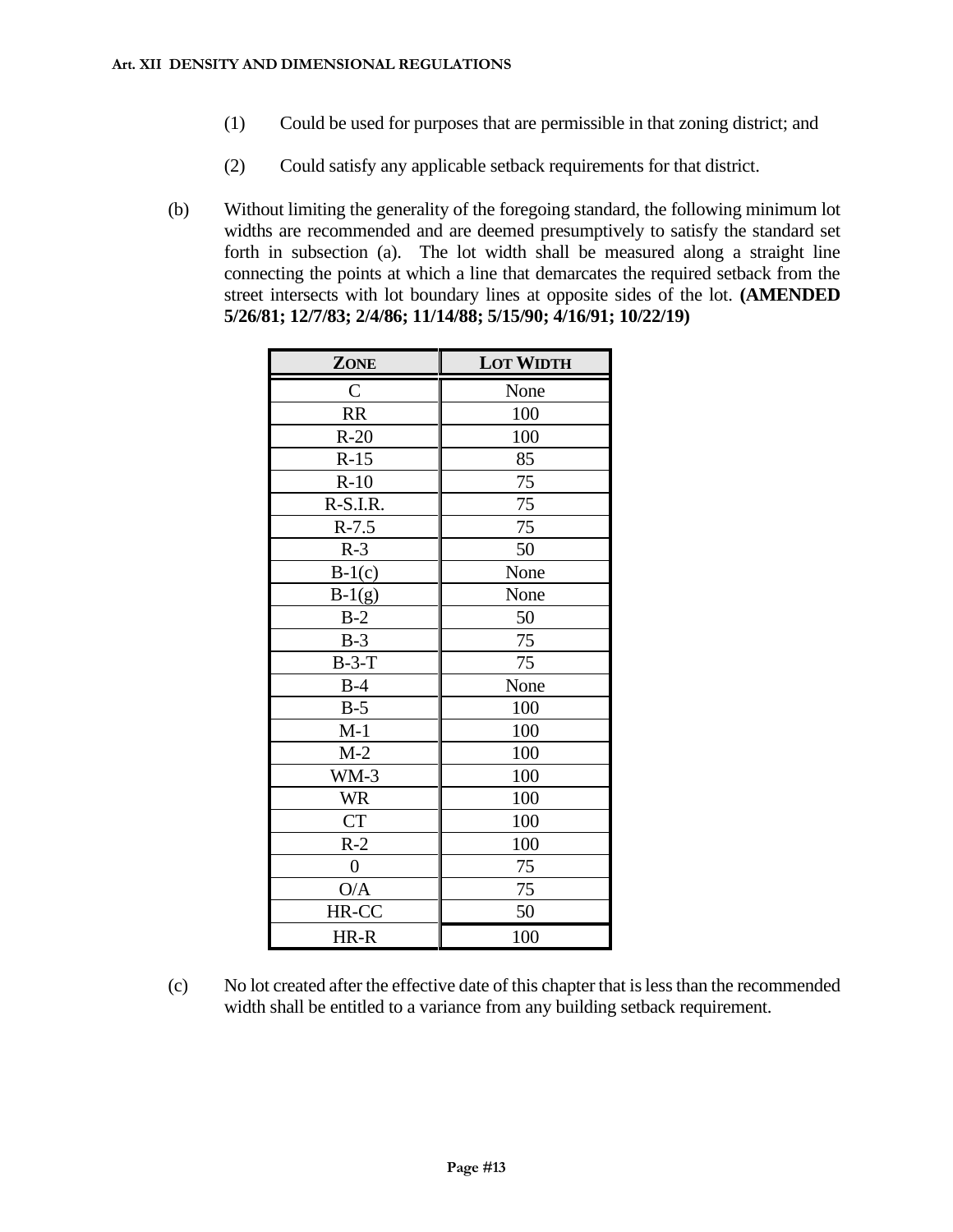(1) Could be used for purposes that are permissible in that zoning district; and

(2) Could satisfy any applicable setback requirements for that district.

(b) Without limiting the generality of the foregoing standard, the following minimum lot widths are recommended and are deemed presumptively to satisfy the standard set forth in subsection (a). The lot width shall be measured along a straight line connecting the points at which a line that demarcates the required setback from the street intersects with lot boundary lines at opposite sides of the lot. **(AMENDED 5/26/81; 12/7/83; 2/4/86; 11/14/88; 5/15/90; 4/16/91; 10/22/19)**

| ZONE | LOT WIDTH |
|---|---|
| C | None |
| RR | 100 |
| R-20 | 100 |
| R-15 | 85 |
| R-10 | 75 |
| R-S.I.R. | 75 |
| R-7.5 | 75 |
| R-3 | 50 |
| B-1(c) | None |
| B-1(g) | None |
| B-2 | 50 |
| B-3 | 75 |
| B-3-T | 75 |
| B-4 | None |
| B-5 | 100 |
| M-1 | 100 |
| M-2 | 100 |
| WM-3 | 100 |
| WR | 100 |
| CT | 100 |
| R-2 | 100 |
| 0 | 75 |
| O/A | 75 |
| HR-CC | 50 |
| HR-R | 100 |

(c) No lot created after the effective date of this chapter that is less than the recommended width shall be entitled to a variance from any building setback requirement.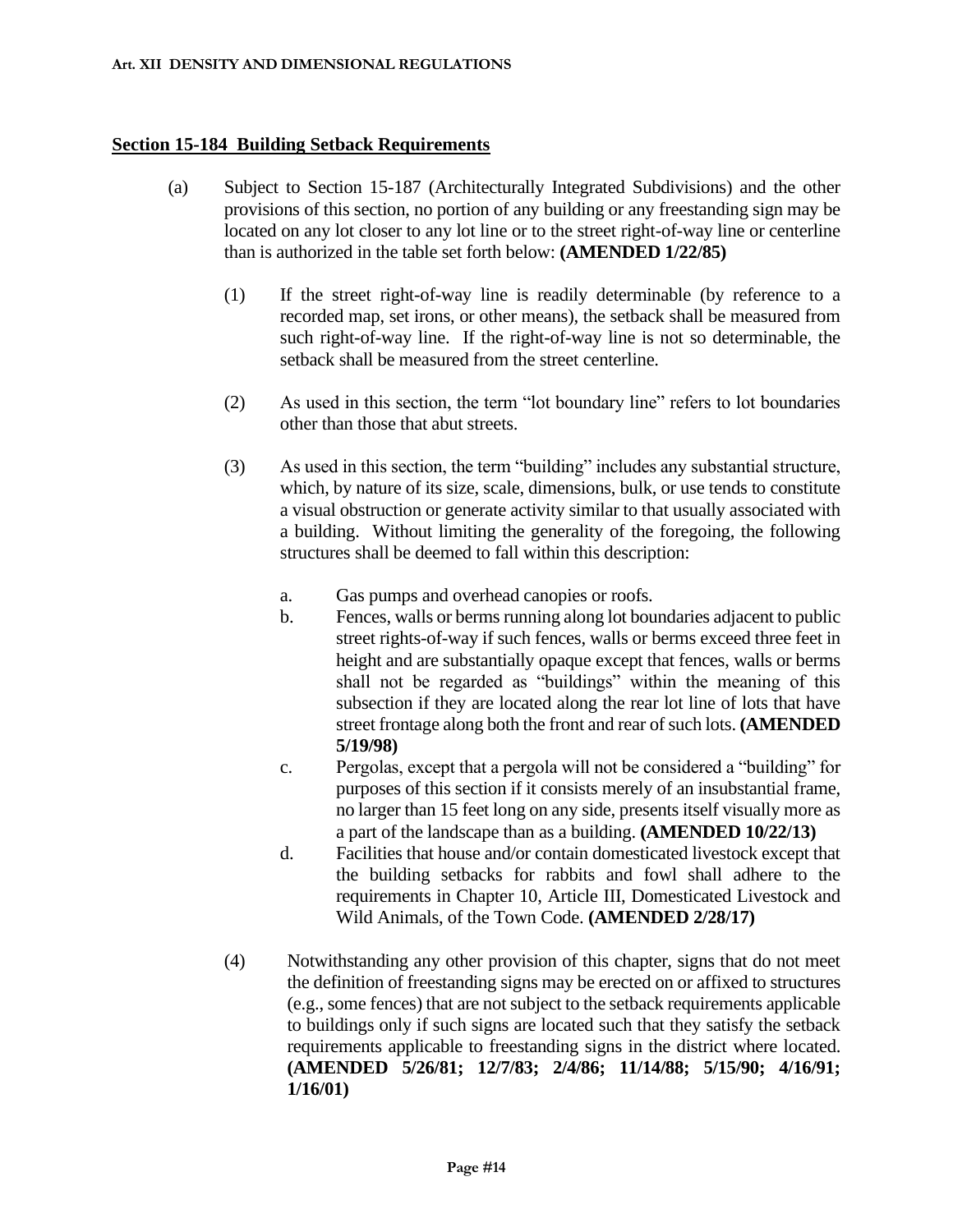## Section 15-184 Building Setback Requirements

(a) Subject to Section 15-187 (Architecturally Integrated Subdivisions) and the other provisions of this section, no portion of any building or any freestanding sign may be located on any lot closer to any lot line or to the street right-of-way line or centerline than is authorized in the table set forth below: **(AMENDED 1/22/85)**

(1) If the street right-of-way line is readily determinable (by reference to a recorded map, set irons, or other means), the setback shall be measured from such right-of-way line. If the right-of-way line is not so determinable, the setback shall be measured from the street centerline.

(2) As used in this section, the term "lot boundary line" refers to lot boundaries other than those that abut streets.

(3) As used in this section, the term "building" includes any substantial structure, which, by nature of its size, scale, dimensions, bulk, or use tends to constitute a visual obstruction or generate activity similar to that usually associated with a building. Without limiting the generality of the foregoing, the following structures shall be deemed to fall within this description:

a. Gas pumps and overhead canopies or roofs.

b. Fences, walls or berms running along lot boundaries adjacent to public street rights-of-way if such fences, walls or berms exceed three feet in height and are substantially opaque except that fences, walls or berms shall not be regarded as "buildings" within the meaning of this subsection if they are located along the rear lot line of lots that have street frontage along both the front and rear of such lots. **(AMENDED 5/19/98)**

c. Pergolas, except that a pergola will not be considered a "building" for purposes of this section if it consists merely of an insubstantial frame, no larger than 15 feet long on any side, presents itself visually more as a part of the landscape than as a building. **(AMENDED 10/22/13)**

d. Facilities that house and/or contain domesticated livestock except that the building setbacks for rabbits and fowl shall adhere to the requirements in Chapter 10, Article III, Domesticated Livestock and Wild Animals, of the Town Code. **(AMENDED 2/28/17)**

(4) Notwithstanding any other provision of this chapter, signs that do not meet the definition of freestanding signs may be erected on or affixed to structures (e.g., some fences) that are not subject to the setback requirements applicable to buildings only if such signs are located such that they satisfy the setback requirements applicable to freestanding signs in the district where located. **(AMENDED 5/26/81; 12/7/83; 2/4/86; 11/14/88; 5/15/90; 4/16/91; 1/16/01)**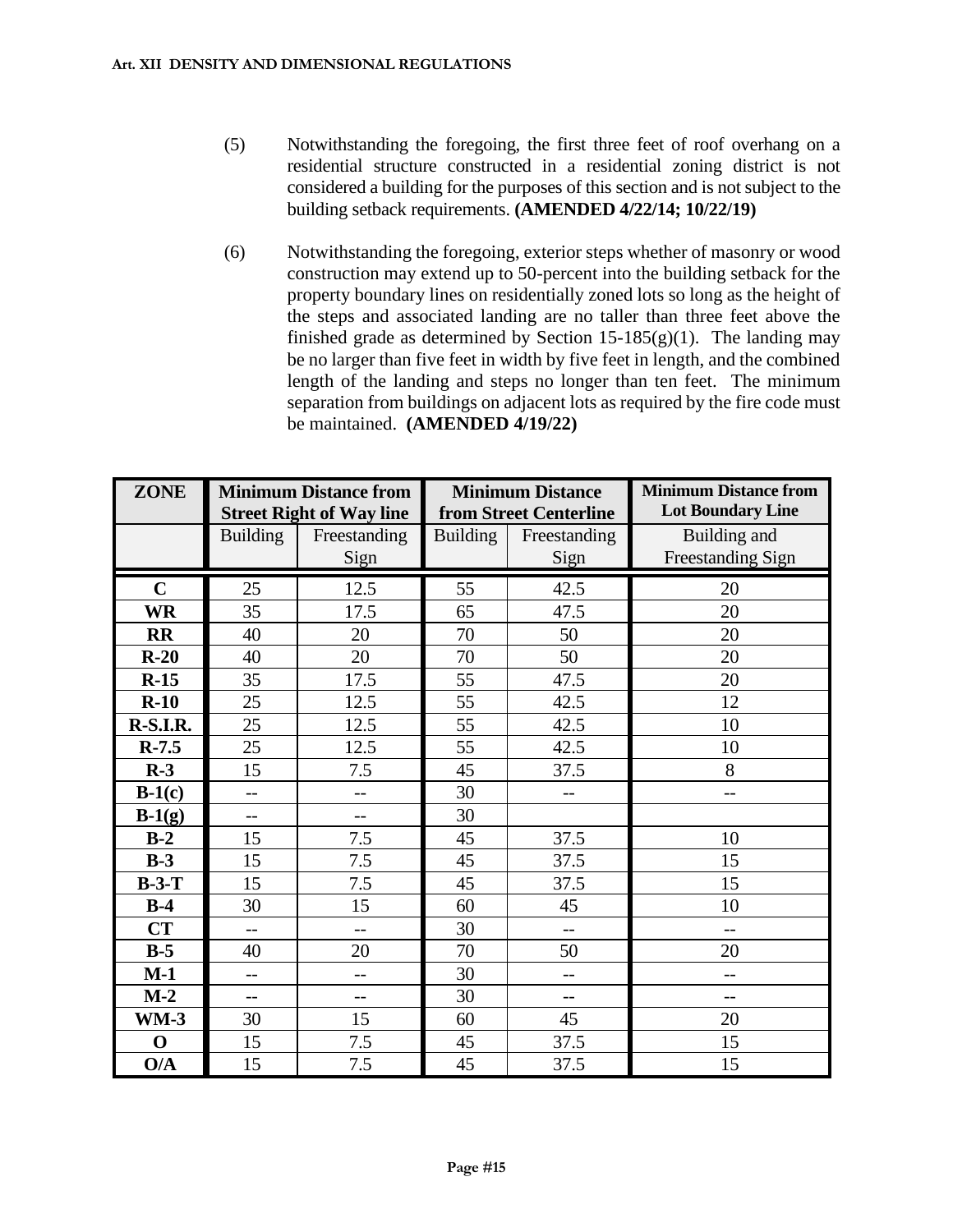(5) Notwithstanding the foregoing, the first three feet of roof overhang on a residential structure constructed in a residential zoning district is not considered a building for the purposes of this section and is not subject to the building setback requirements. **(AMENDED 4/22/14; 10/22/19)**

(6) Notwithstanding the foregoing, exterior steps whether of masonry or wood construction may extend up to 50-percent into the building setback for the property boundary lines on residentially zoned lots so long as the height of the steps and associated landing are no taller than three feet above the finished grade as determined by Section 15-185(g)(1). The landing may be no larger than five feet in width by five feet in length, and the combined length of the landing and steps no longer than ten feet. The minimum separation from buildings on adjacent lots as required by the fire code must be maintained. **(AMENDED 4/19/22)**

| ZONE | Minimum Distance from Street Right of Way line | | Minimum Distance from Street Centerline | | Minimum Distance from Lot Boundary Line |
|---|---|---|---|---|---|
| | Building | Freestanding Sign | Building | Freestanding Sign | Building and Freestanding Sign |
| **C** | 25 | 12.5 | 55 | 42.5 | 20 |
| **WR** | 35 | 17.5 | 65 | 47.5 | 20 |
| **RR** | 40 | 20 | 70 | 50 | 20 |
| **R-20** | 40 | 20 | 70 | 50 | 20 |
| **R-15** | 35 | 17.5 | 55 | 47.5 | 20 |
| **R-10** | 25 | 12.5 | 55 | 42.5 | 12 |
| **R-S.I.R.** | 25 | 12.5 | 55 | 42.5 | 10 |
| **R-7.5** | 25 | 12.5 | 55 | 42.5 | 10 |
| **R-3** | 15 | 7.5 | 45 | 37.5 | 8 |
| **B-1(c)** | -- | -- | 30 | -- | -- |
| **B-1(g)** | -- | -- | 30 | | |
| **B-2** | 15 | 7.5 | 45 | 37.5 | 10 |
| **B-3** | 15 | 7.5 | 45 | 37.5 | 15 |
| **B-3-T** | 15 | 7.5 | 45 | 37.5 | 15 |
| **B-4** | 30 | 15 | 60 | 45 | 10 |
| **CT** | -- | -- | 30 | -- | -- |
| **B-5** | 40 | 20 | 70 | 50 | 20 |
| **M-1** | -- | -- | 30 | -- | -- |
| **M-2** | -- | -- | 30 | -- | -- |
| **WM-3** | 30 | 15 | 60 | 45 | 20 |
| **O** | 15 | 7.5 | 45 | 37.5 | 15 |
| **O/A** | 15 | 7.5 | 45 | 37.5 | 15 |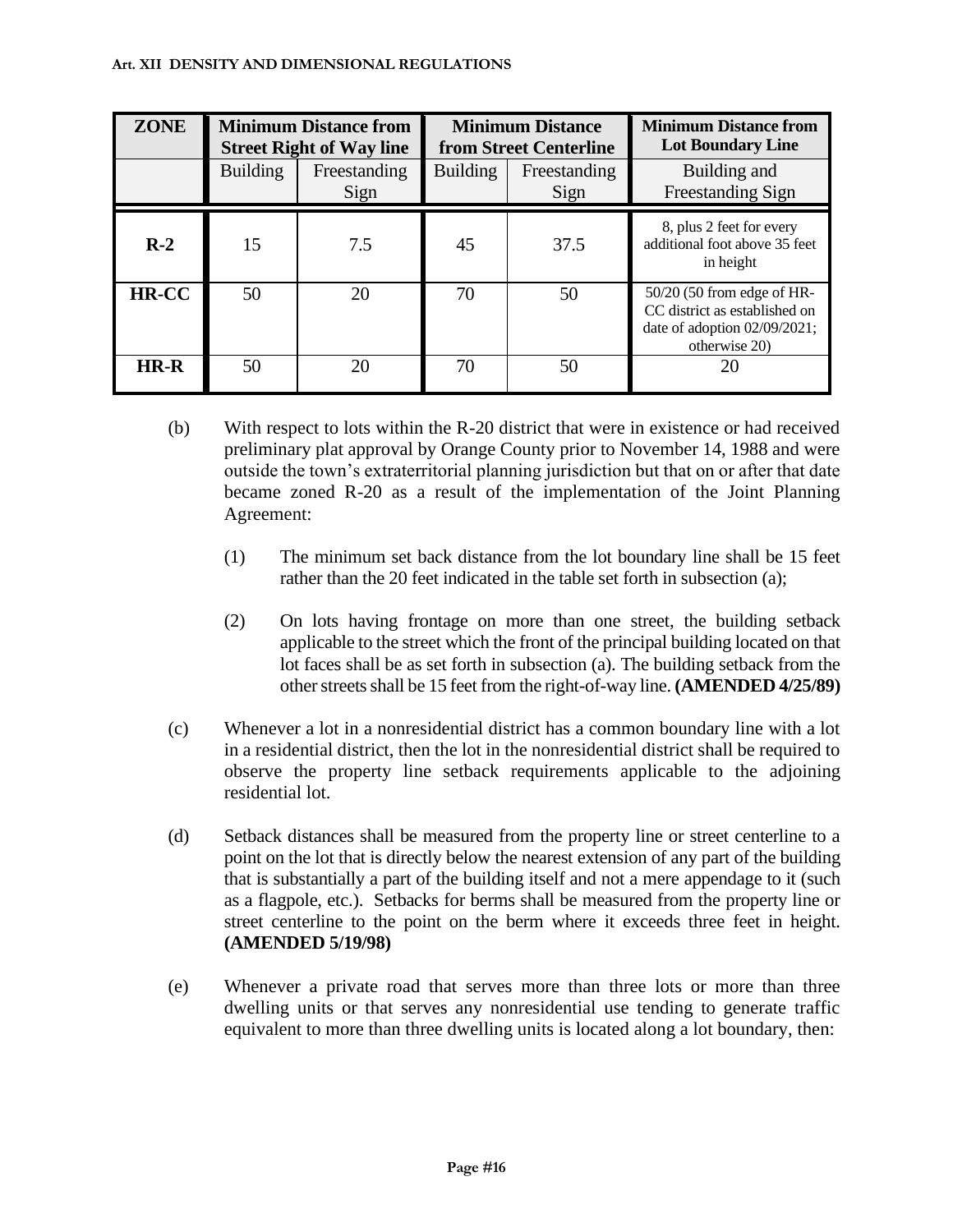| ZONE | Minimum Distance from Street Right of Way line | | Minimum Distance from Street Centerline | | Minimum Distance from Lot Boundary Line |
|---|---|---|---|---|---|
| | Building | Freestanding Sign | Building | Freestanding Sign | Building and Freestanding Sign |
| **R-2** | 15 | 7.5 | 45 | 37.5 | 8, plus 2 feet for every additional foot above 35 feet in height |
| **HR-CC** | 50 | 20 | 70 | 50 | 50/20 (50 from edge of HR-CC district as established on date of adoption 02/09/2021; otherwise 20) |
| **HR-R** | 50 | 20 | 70 | 50 | 20 |

(b) With respect to lots within the R-20 district that were in existence or had received preliminary plat approval by Orange County prior to November 14, 1988 and were outside the town's extraterritorial planning jurisdiction but that on or after that date became zoned R-20 as a result of the implementation of the Joint Planning Agreement:

(1) The minimum set back distance from the lot boundary line shall be 15 feet rather than the 20 feet indicated in the table set forth in subsection (a);

(2) On lots having frontage on more than one street, the building setback applicable to the street which the front of the principal building located on that lot faces shall be as set forth in subsection (a). The building setback from the other streets shall be 15 feet from the right-of-way line. **(AMENDED 4/25/89)**

(c) Whenever a lot in a nonresidential district has a common boundary line with a lot in a residential district, then the lot in the nonresidential district shall be required to observe the property line setback requirements applicable to the adjoining residential lot.

(d) Setback distances shall be measured from the property line or street centerline to a point on the lot that is directly below the nearest extension of any part of the building that is substantially a part of the building itself and not a mere appendage to it (such as a flagpole, etc.). Setbacks for berms shall be measured from the property line or street centerline to the point on the berm where it exceeds three feet in height. **(AMENDED 5/19/98)**

(e) Whenever a private road that serves more than three lots or more than three dwelling units or that serves any nonresidential use tending to generate traffic equivalent to more than three dwelling units is located along a lot boundary, then: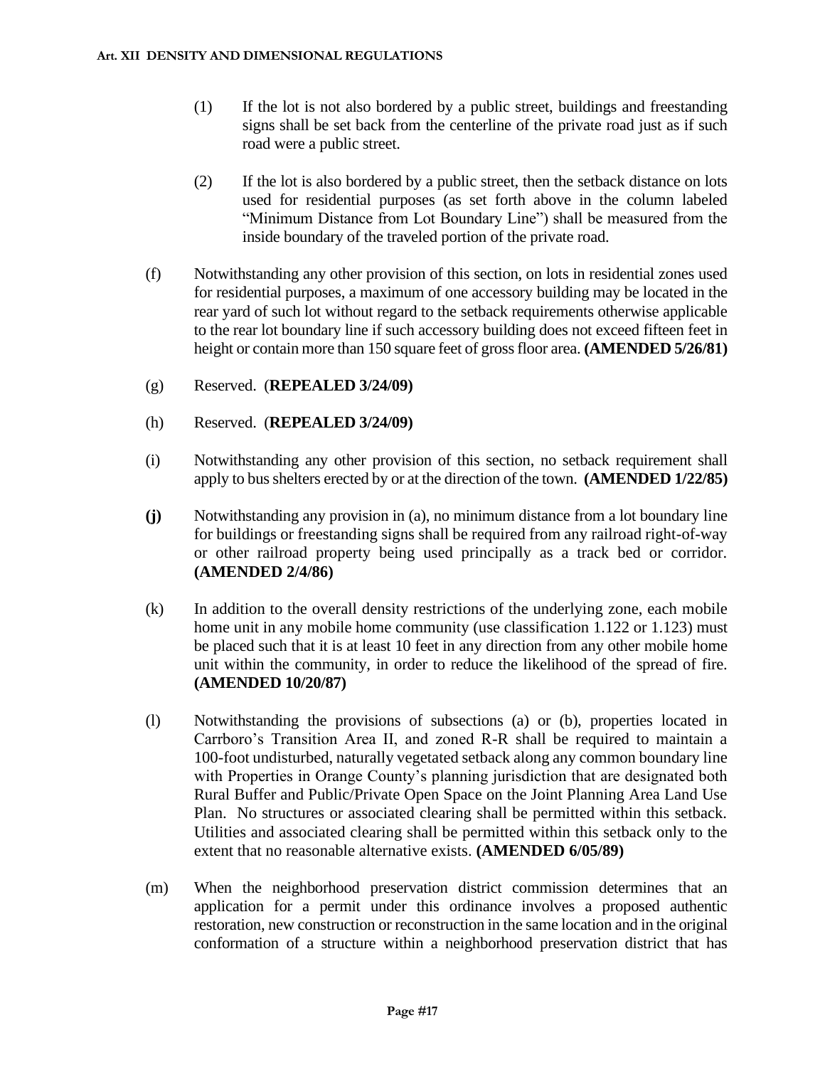(1) If the lot is not also bordered by a public street, buildings and freestanding signs shall be set back from the centerline of the private road just as if such road were a public street.

(2) If the lot is also bordered by a public street, then the setback distance on lots used for residential purposes (as set forth above in the column labeled "Minimum Distance from Lot Boundary Line") shall be measured from the inside boundary of the traveled portion of the private road.

(f) Notwithstanding any other provision of this section, on lots in residential zones used for residential purposes, a maximum of one accessory building may be located in the rear yard of such lot without regard to the setback requirements otherwise applicable to the rear lot boundary line if such accessory building does not exceed fifteen feet in height or contain more than 150 square feet of gross floor area. **(AMENDED 5/26/81)**

(g) Reserved. (**REPEALED 3/24/09)**

(h) Reserved. (**REPEALED 3/24/09)**

(i) Notwithstanding any other provision of this section, no setback requirement shall apply to bus shelters erected by or at the direction of the town. **(AMENDED 1/22/85)**

**(j)** Notwithstanding any provision in (a), no minimum distance from a lot boundary line for buildings or freestanding signs shall be required from any railroad right-of-way or other railroad property being used principally as a track bed or corridor. **(AMENDED 2/4/86)**

(k) In addition to the overall density restrictions of the underlying zone, each mobile home unit in any mobile home community (use classification 1.122 or 1.123) must be placed such that it is at least 10 feet in any direction from any other mobile home unit within the community, in order to reduce the likelihood of the spread of fire. **(AMENDED 10/20/87)**

(l) Notwithstanding the provisions of subsections (a) or (b), properties located in Carrboro's Transition Area II, and zoned R-R shall be required to maintain a 100-foot undisturbed, naturally vegetated setback along any common boundary line with Properties in Orange County's planning jurisdiction that are designated both Rural Buffer and Public/Private Open Space on the Joint Planning Area Land Use Plan. No structures or associated clearing shall be permitted within this setback. Utilities and associated clearing shall be permitted within this setback only to the extent that no reasonable alternative exists. **(AMENDED 6/05/89)**

(m) When the neighborhood preservation district commission determines that an application for a permit under this ordinance involves a proposed authentic restoration, new construction or reconstruction in the same location and in the original conformation of a structure within a neighborhood preservation district that has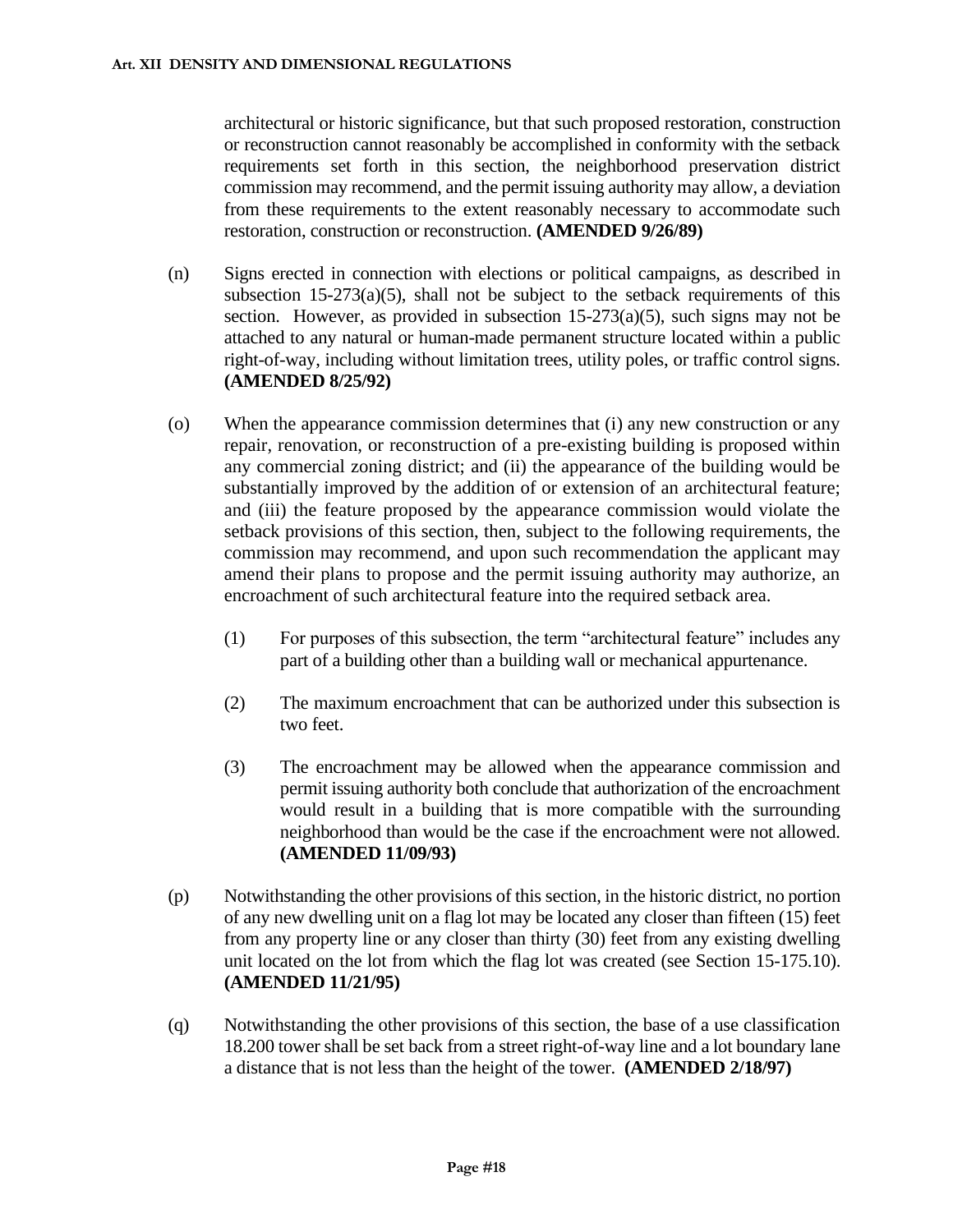architectural or historic significance, but that such proposed restoration, construction or reconstruction cannot reasonably be accomplished in conformity with the setback requirements set forth in this section, the neighborhood preservation district commission may recommend, and the permit issuing authority may allow, a deviation from these requirements to the extent reasonably necessary to accommodate such restoration, construction or reconstruction. **(AMENDED 9/26/89)**

(n) Signs erected in connection with elections or political campaigns, as described in subsection 15-273(a)(5), shall not be subject to the setback requirements of this section. However, as provided in subsection 15-273(a)(5), such signs may not be attached to any natural or human-made permanent structure located within a public right-of-way, including without limitation trees, utility poles, or traffic control signs. **(AMENDED 8/25/92)**

(o) When the appearance commission determines that (i) any new construction or any repair, renovation, or reconstruction of a pre-existing building is proposed within any commercial zoning district; and (ii) the appearance of the building would be substantially improved by the addition of or extension of an architectural feature; and (iii) the feature proposed by the appearance commission would violate the setback provisions of this section, then, subject to the following requirements, the commission may recommend, and upon such recommendation the applicant may amend their plans to propose and the permit issuing authority may authorize, an encroachment of such architectural feature into the required setback area.

 (1) For purposes of this subsection, the term "architectural feature" includes any part of a building other than a building wall or mechanical appurtenance.

 (2) The maximum encroachment that can be authorized under this subsection is two feet.

 (3) The encroachment may be allowed when the appearance commission and permit issuing authority both conclude that authorization of the encroachment would result in a building that is more compatible with the surrounding neighborhood than would be the case if the encroachment were not allowed. **(AMENDED 11/09/93)**

(p) Notwithstanding the other provisions of this section, in the historic district, no portion of any new dwelling unit on a flag lot may be located any closer than fifteen (15) feet from any property line or any closer than thirty (30) feet from any existing dwelling unit located on the lot from which the flag lot was created (see Section 15-175.10). **(AMENDED 11/21/95)**

(q) Notwithstanding the other provisions of this section, the base of a use classification 18.200 tower shall be set back from a street right-of-way line and a lot boundary lane a distance that is not less than the height of the tower. **(AMENDED 2/18/97)**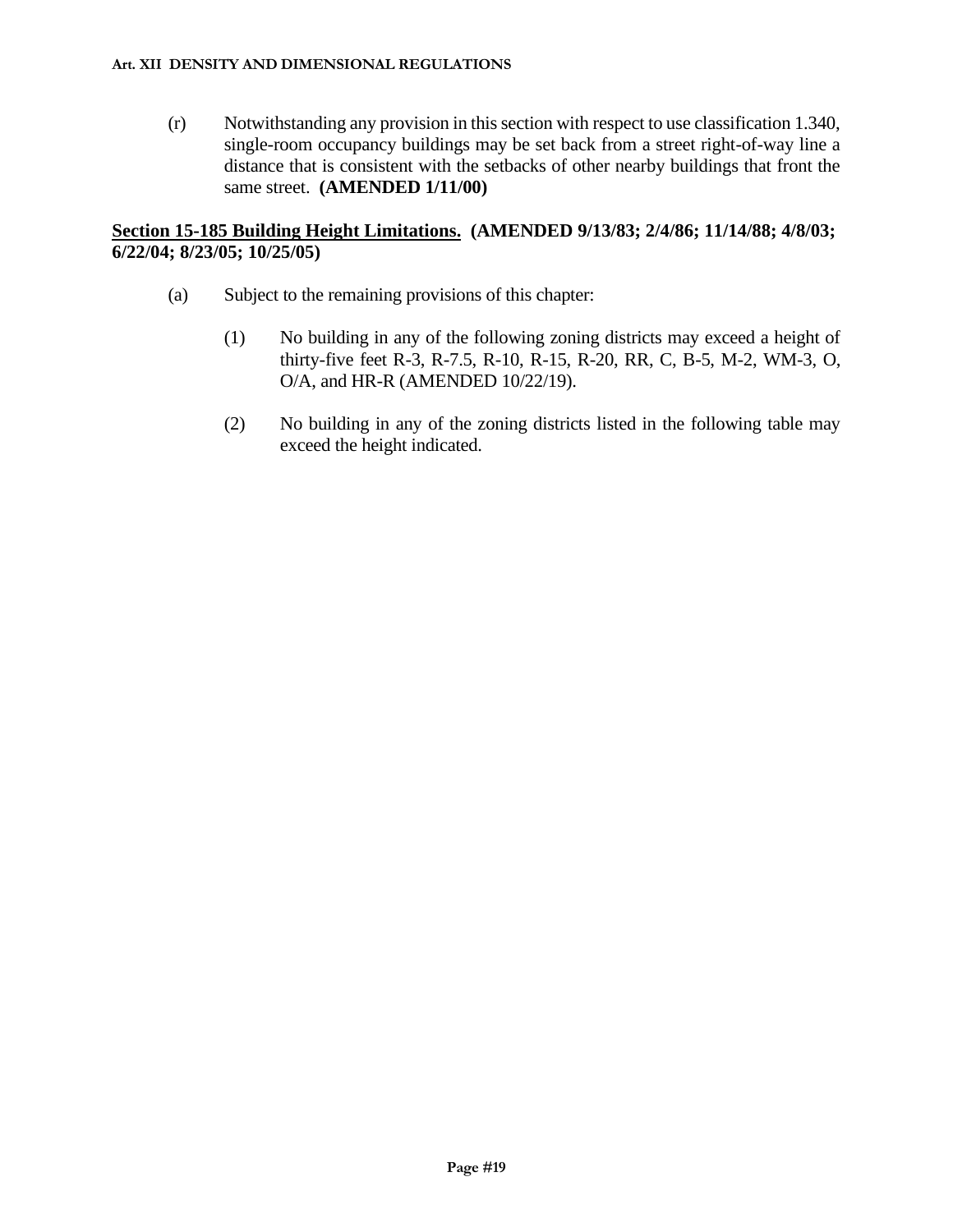(r) Notwithstanding any provision in this section with respect to use classification 1.340, single-room occupancy buildings may be set back from a street right-of-way line a distance that is consistent with the setbacks of other nearby buildings that front the same street. **(AMENDED 1/11/00)**

**<u>Section 15-185 Building Height Limitations.</u> (AMENDED 9/13/83; 2/4/86; 11/14/88; 4/8/03; 6/22/04; 8/23/05; 10/25/05)**

(a) Subject to the remaining provisions of this chapter:

(1) No building in any of the following zoning districts may exceed a height of thirty-five feet R-3, R-7.5, R-10, R-15, R-20, RR, C, B-5, M-2, WM-3, O, O/A, and HR-R (AMENDED 10/22/19).

(2) No building in any of the zoning districts listed in the following table may exceed the height indicated.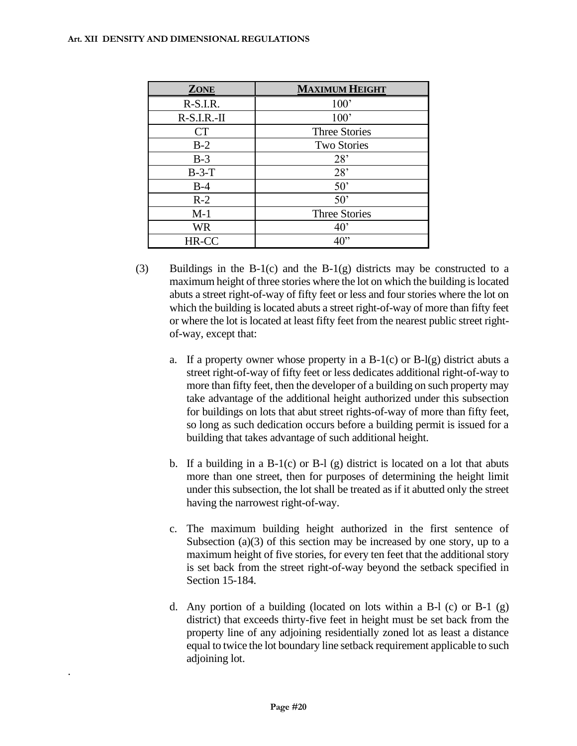| ZONE | MAXIMUM HEIGHT |
|---|---|
| R-S.I.R. | 100' |
| R-S.I.R.-II | 100' |
| CT | Three Stories |
| B-2 | Two Stories |
| B-3 | 28' |
| B-3-T | 28' |
| B-4 | 50' |
| R-2 | 50' |
| M-1 | Three Stories |
| WR | 40' |
| HR-CC | 40" |

(3) Buildings in the B-1(c) and the B-1(g) districts may be constructed to a maximum height of three stories where the lot on which the building is located abuts a street right-of-way of fifty feet or less and four stories where the lot on which the building is located abuts a street right-of-way of more than fifty feet or where the lot is located at least fifty feet from the nearest public street right-of-way, except that:

a. If a property owner whose property in a B-1(c) or B-l(g) district abuts a street right-of-way of fifty feet or less dedicates additional right-of-way to more than fifty feet, then the developer of a building on such property may take advantage of the additional height authorized under this subsection for buildings on lots that abut street rights-of-way of more than fifty feet, so long as such dedication occurs before a building permit is issued for a building that takes advantage of such additional height.

b. If a building in a B-1(c) or B-l (g) district is located on a lot that abuts more than one street, then for purposes of determining the height limit under this subsection, the lot shall be treated as if it abutted only the street having the narrowest right-of-way.

c. The maximum building height authorized in the first sentence of Subsection (a)(3) of this section may be increased by one story, up to a maximum height of five stories, for every ten feet that the additional story is set back from the street right-of-way beyond the setback specified in Section 15-184.

d. Any portion of a building (located on lots within a B-l (c) or B-1 (g) district) that exceeds thirty-five feet in height must be set back from the property line of any adjoining residentially zoned lot as least a distance equal to twice the lot boundary line setback requirement applicable to such adjoining lot.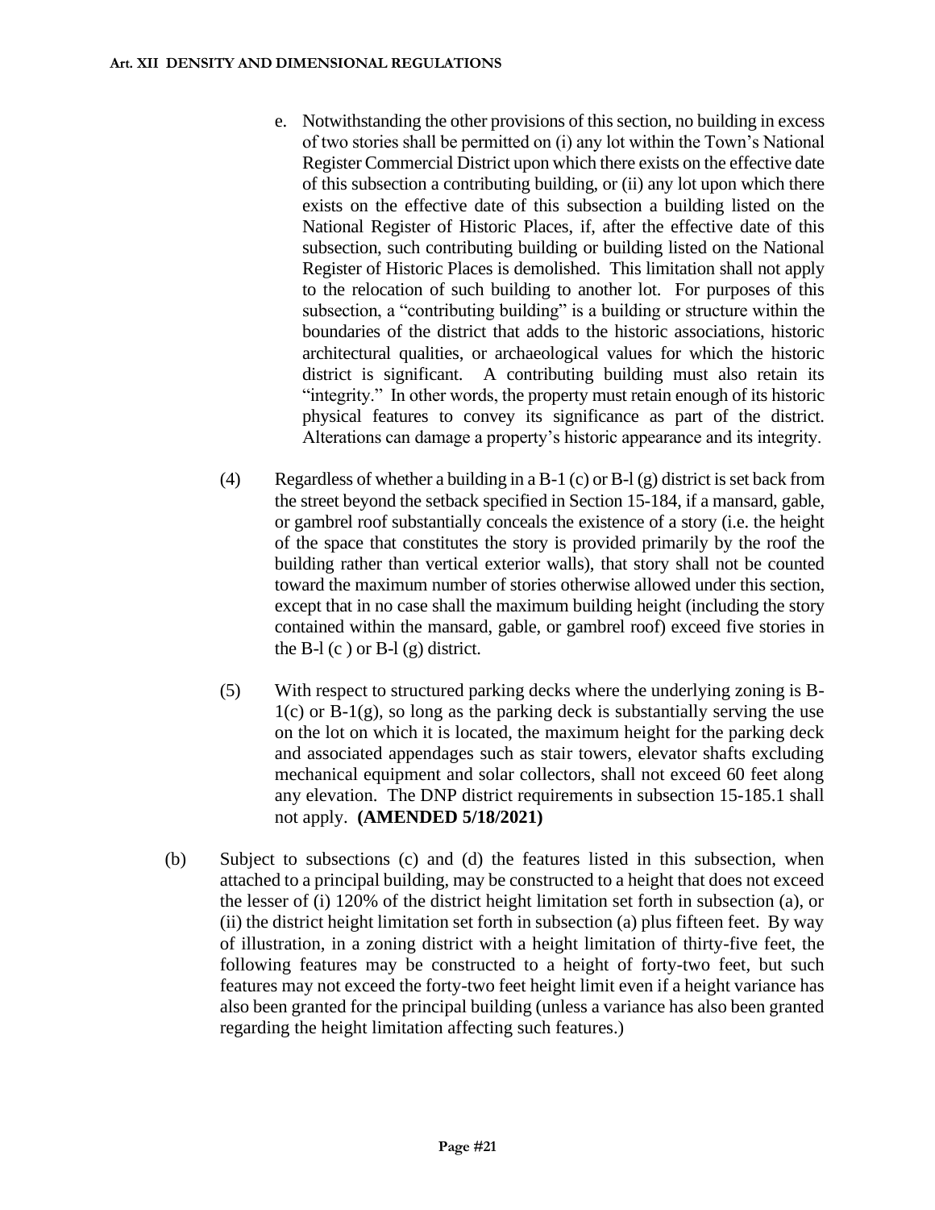e. Notwithstanding the other provisions of this section, no building in excess of two stories shall be permitted on (i) any lot within the Town's National Register Commercial District upon which there exists on the effective date of this subsection a contributing building, or (ii) any lot upon which there exists on the effective date of this subsection a building listed on the National Register of Historic Places, if, after the effective date of this subsection, such contributing building or building listed on the National Register of Historic Places is demolished. This limitation shall not apply to the relocation of such building to another lot. For purposes of this subsection, a "contributing building" is a building or structure within the boundaries of the district that adds to the historic associations, historic architectural qualities, or archaeological values for which the historic district is significant. A contributing building must also retain its "integrity." In other words, the property must retain enough of its historic physical features to convey its significance as part of the district. Alterations can damage a property's historic appearance and its integrity.

(4) Regardless of whether a building in a B-1 (c) or B-l (g) district is set back from the street beyond the setback specified in Section 15-184, if a mansard, gable, or gambrel roof substantially conceals the existence of a story (i.e. the height of the space that constitutes the story is provided primarily by the roof the building rather than vertical exterior walls), that story shall not be counted toward the maximum number of stories otherwise allowed under this section, except that in no case shall the maximum building height (including the story contained within the mansard, gable, or gambrel roof) exceed five stories in the B-l (c ) or B-l (g) district.

(5) With respect to structured parking decks where the underlying zoning is B-1(c) or B-1(g), so long as the parking deck is substantially serving the use on the lot on which it is located, the maximum height for the parking deck and associated appendages such as stair towers, elevator shafts excluding mechanical equipment and solar collectors, shall not exceed 60 feet along any elevation. The DNP district requirements in subsection 15-185.1 shall not apply. **(AMENDED 5/18/2021)**

(b) Subject to subsections (c) and (d) the features listed in this subsection, when attached to a principal building, may be constructed to a height that does not exceed the lesser of (i) 120% of the district height limitation set forth in subsection (a), or (ii) the district height limitation set forth in subsection (a) plus fifteen feet. By way of illustration, in a zoning district with a height limitation of thirty-five feet, the following features may be constructed to a height of forty-two feet, but such features may not exceed the forty-two feet height limit even if a height variance has also been granted for the principal building (unless a variance has also been granted regarding the height limitation affecting such features.)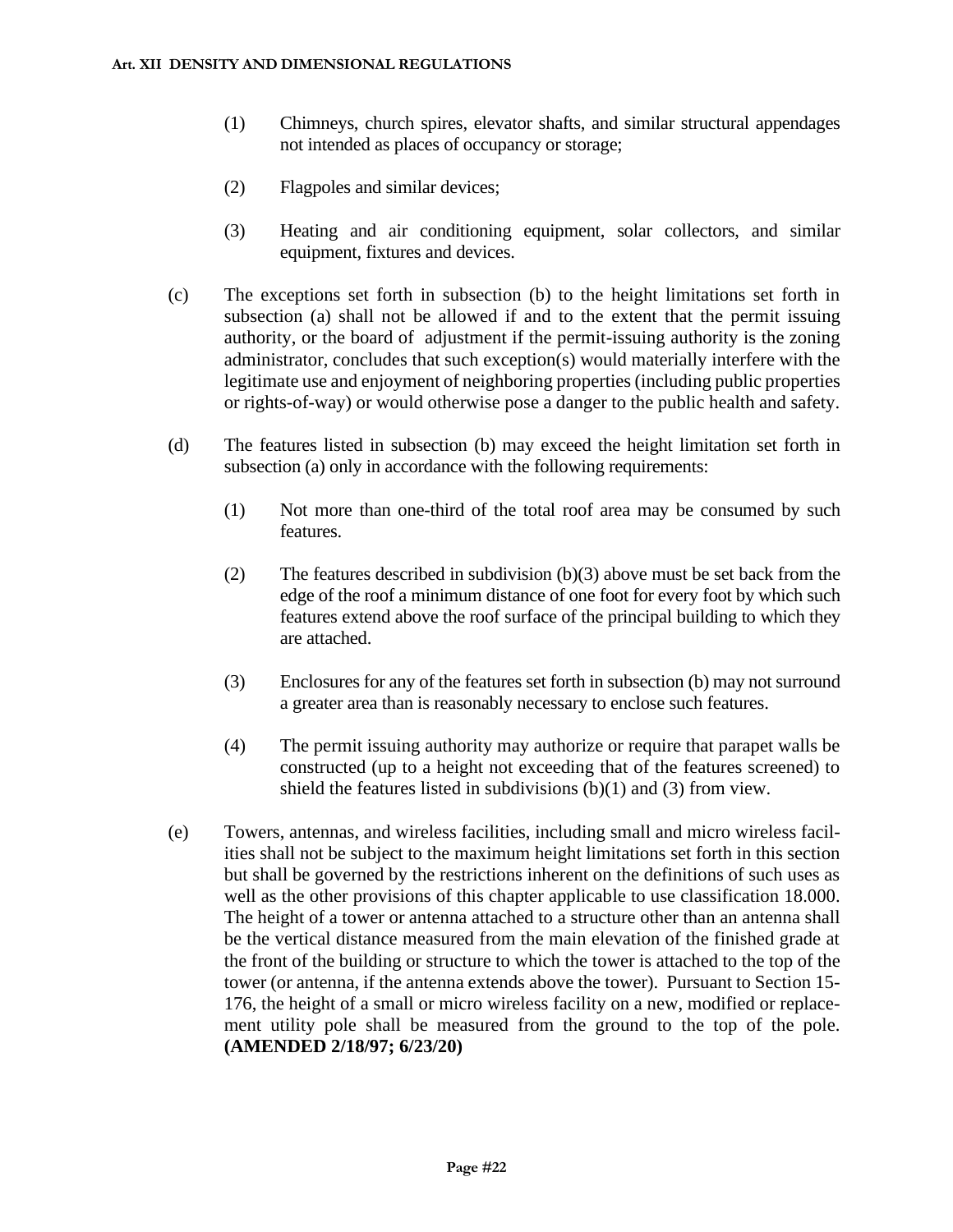(1) Chimneys, church spires, elevator shafts, and similar structural appendages not intended as places of occupancy or storage;

(2) Flagpoles and similar devices;

(3) Heating and air conditioning equipment, solar collectors, and similar equipment, fixtures and devices.

(c) The exceptions set forth in subsection (b) to the height limitations set forth in subsection (a) shall not be allowed if and to the extent that the permit issuing authority, or the board of adjustment if the permit-issuing authority is the zoning administrator, concludes that such exception(s) would materially interfere with the legitimate use and enjoyment of neighboring properties (including public properties or rights-of-way) or would otherwise pose a danger to the public health and safety.

(d) The features listed in subsection (b) may exceed the height limitation set forth in subsection (a) only in accordance with the following requirements:

(1) Not more than one-third of the total roof area may be consumed by such features.

(2) The features described in subdivision (b)(3) above must be set back from the edge of the roof a minimum distance of one foot for every foot by which such features extend above the roof surface of the principal building to which they are attached.

(3) Enclosures for any of the features set forth in subsection (b) may not surround a greater area than is reasonably necessary to enclose such features.

(4) The permit issuing authority may authorize or require that parapet walls be constructed (up to a height not exceeding that of the features screened) to shield the features listed in subdivisions (b)(1) and (3) from view.

(e) Towers, antennas, and wireless facilities, including small and micro wireless facilities shall not be subject to the maximum height limitations set forth in this section but shall be governed by the restrictions inherent on the definitions of such uses as well as the other provisions of this chapter applicable to use classification 18.000. The height of a tower or antenna attached to a structure other than an antenna shall be the vertical distance measured from the main elevation of the finished grade at the front of the building or structure to which the tower is attached to the top of the tower (or antenna, if the antenna extends above the tower). Pursuant to Section 15-176, the height of a small or micro wireless facility on a new, modified or replacement utility pole shall be measured from the ground to the top of the pole. **(AMENDED 2/18/97; 6/23/20)**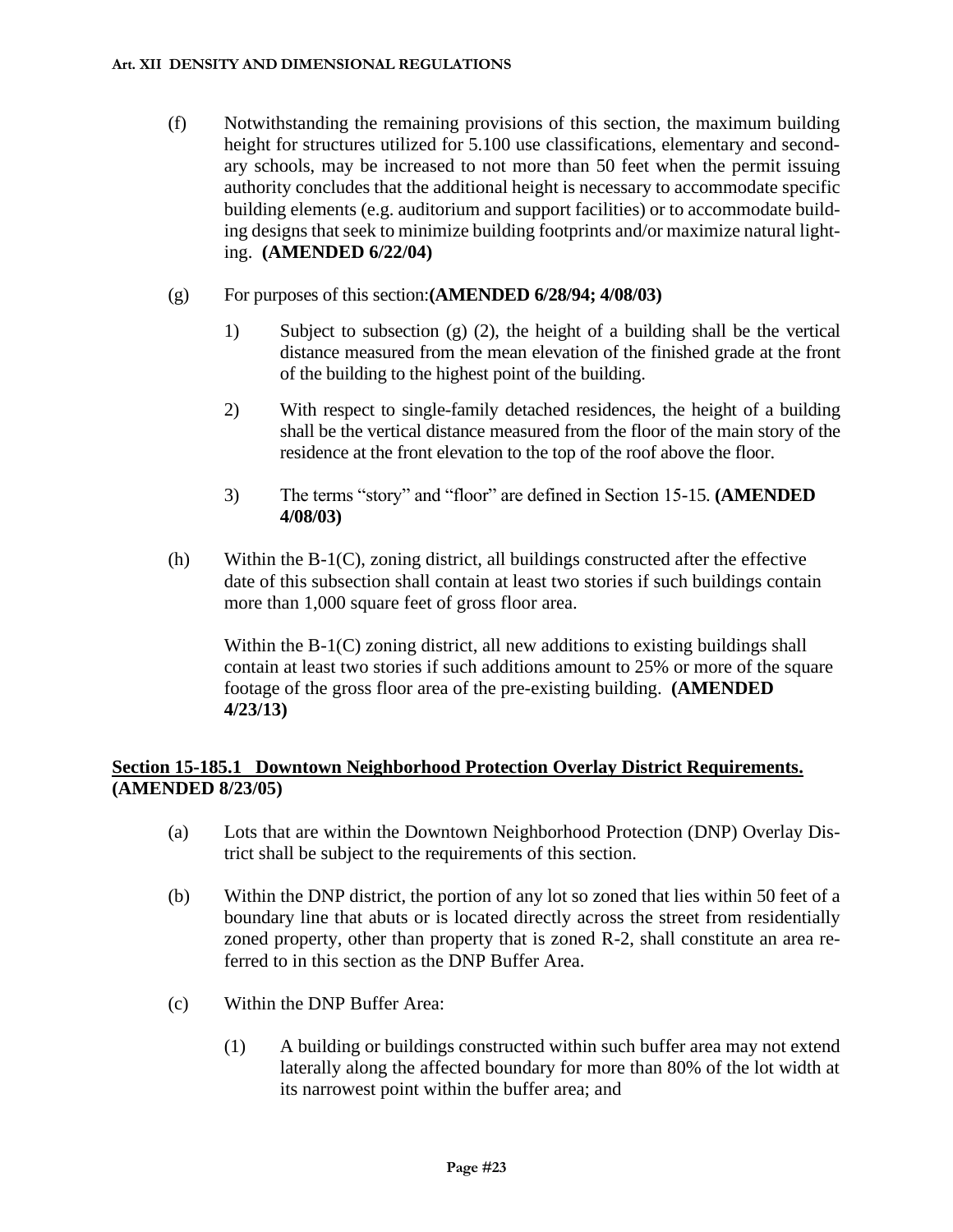(f) Notwithstanding the remaining provisions of this section, the maximum building height for structures utilized for 5.100 use classifications, elementary and secondary schools, may be increased to not more than 50 feet when the permit issuing authority concludes that the additional height is necessary to accommodate specific building elements (e.g. auditorium and support facilities) or to accommodate building designs that seek to minimize building footprints and/or maximize natural lighting. **(AMENDED 6/22/04)**

(g) For purposes of this section:**(AMENDED 6/28/94; 4/08/03)**

1) Subject to subsection (g) (2), the height of a building shall be the vertical distance measured from the mean elevation of the finished grade at the front of the building to the highest point of the building.

2) With respect to single-family detached residences, the height of a building shall be the vertical distance measured from the floor of the main story of the residence at the front elevation to the top of the roof above the floor.

3) The terms "story" and "floor" are defined in Section 15-15. **(AMENDED 4/08/03)**

(h) Within the B-1(C), zoning district, all buildings constructed after the effective date of this subsection shall contain at least two stories if such buildings contain more than 1,000 square feet of gross floor area.

Within the B-1(C) zoning district, all new additions to existing buildings shall contain at least two stories if such additions amount to 25% or more of the square footage of the gross floor area of the pre-existing building. **(AMENDED 4/23/13)**

## Section 15-185.1 Downtown Neighborhood Protection Overlay District Requirements. (AMENDED 8/23/05)

(a) Lots that are within the Downtown Neighborhood Protection (DNP) Overlay District shall be subject to the requirements of this section.

(b) Within the DNP district, the portion of any lot so zoned that lies within 50 feet of a boundary line that abuts or is located directly across the street from residentially zoned property, other than property that is zoned R-2, shall constitute an area referred to in this section as the DNP Buffer Area.

(c) Within the DNP Buffer Area:

(1) A building or buildings constructed within such buffer area may not extend laterally along the affected boundary for more than 80% of the lot width at its narrowest point within the buffer area; and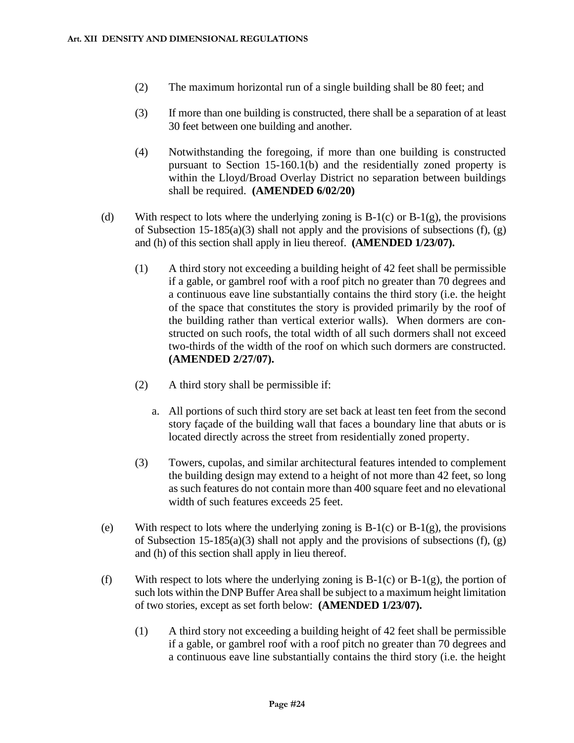(2) The maximum horizontal run of a single building shall be 80 feet; and

(3) If more than one building is constructed, there shall be a separation of at least 30 feet between one building and another.

(4) Notwithstanding the foregoing, if more than one building is constructed pursuant to Section 15-160.1(b) and the residentially zoned property is within the Lloyd/Broad Overlay District no separation between buildings shall be required. **(AMENDED 6/02/20)**

(d) With respect to lots where the underlying zoning is B-1(c) or B-1(g), the provisions of Subsection 15-185(a)(3) shall not apply and the provisions of subsections (f), (g) and (h) of this section shall apply in lieu thereof. **(AMENDED 1/23/07).**

(1) A third story not exceeding a building height of 42 feet shall be permissible if a gable, or gambrel roof with a roof pitch no greater than 70 degrees and a continuous eave line substantially contains the third story (i.e. the height of the space that constitutes the story is provided primarily by the roof of the building rather than vertical exterior walls). When dormers are constructed on such roofs, the total width of all such dormers shall not exceed two-thirds of the width of the roof on which such dormers are constructed. **(AMENDED 2/27/07).**

(2) A third story shall be permissible if:

a. All portions of such third story are set back at least ten feet from the second story façade of the building wall that faces a boundary line that abuts or is located directly across the street from residentially zoned property.

(3) Towers, cupolas, and similar architectural features intended to complement the building design may extend to a height of not more than 42 feet, so long as such features do not contain more than 400 square feet and no elevational width of such features exceeds 25 feet.

(e) With respect to lots where the underlying zoning is B-1(c) or B-1(g), the provisions of Subsection 15-185(a)(3) shall not apply and the provisions of subsections (f), (g) and (h) of this section shall apply in lieu thereof.

(f) With respect to lots where the underlying zoning is B-1(c) or B-1(g), the portion of such lots within the DNP Buffer Area shall be subject to a maximum height limitation of two stories, except as set forth below: **(AMENDED 1/23/07).**

(1) A third story not exceeding a building height of 42 feet shall be permissible if a gable, or gambrel roof with a roof pitch no greater than 70 degrees and a continuous eave line substantially contains the third story (i.e. the height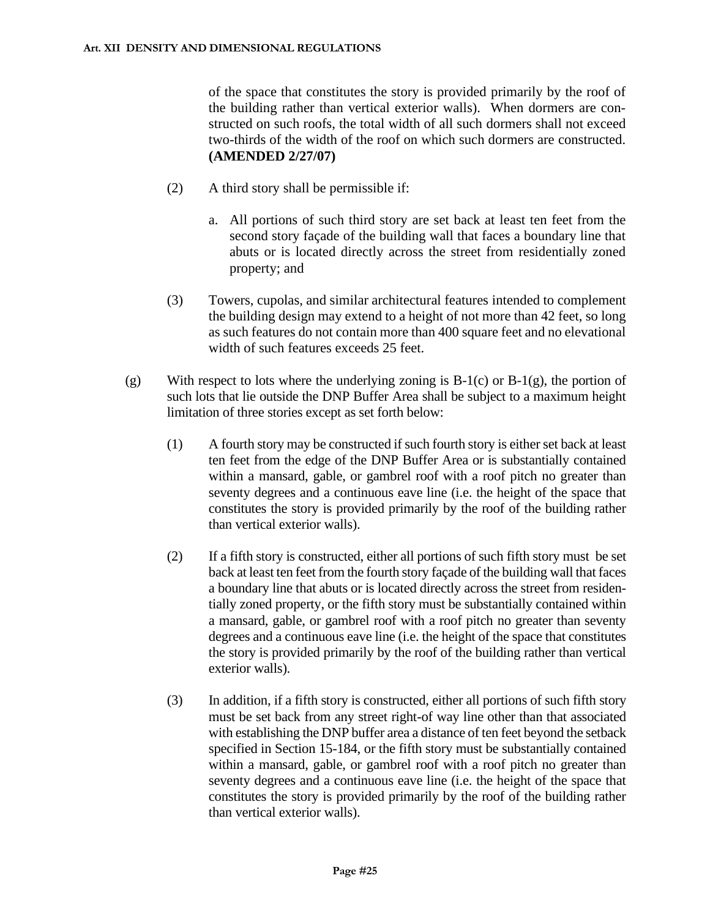of the space that constitutes the story is provided primarily by the roof of the building rather than vertical exterior walls). When dormers are constructed on such roofs, the total width of all such dormers shall not exceed two-thirds of the width of the roof on which such dormers are constructed. **(AMENDED 2/27/07)**

(2) A third story shall be permissible if:

a. All portions of such third story are set back at least ten feet from the second story façade of the building wall that faces a boundary line that abuts or is located directly across the street from residentially zoned property; and

(3) Towers, cupolas, and similar architectural features intended to complement the building design may extend to a height of not more than 42 feet, so long as such features do not contain more than 400 square feet and no elevational width of such features exceeds 25 feet.

(g) With respect to lots where the underlying zoning is B-1(c) or B-1(g), the portion of such lots that lie outside the DNP Buffer Area shall be subject to a maximum height limitation of three stories except as set forth below:

(1) A fourth story may be constructed if such fourth story is either set back at least ten feet from the edge of the DNP Buffer Area or is substantially contained within a mansard, gable, or gambrel roof with a roof pitch no greater than seventy degrees and a continuous eave line (i.e. the height of the space that constitutes the story is provided primarily by the roof of the building rather than vertical exterior walls).

(2) If a fifth story is constructed, either all portions of such fifth story must be set back at least ten feet from the fourth story façade of the building wall that faces a boundary line that abuts or is located directly across the street from residentially zoned property, or the fifth story must be substantially contained within a mansard, gable, or gambrel roof with a roof pitch no greater than seventy degrees and a continuous eave line (i.e. the height of the space that constitutes the story is provided primarily by the roof of the building rather than vertical exterior walls).

(3) In addition, if a fifth story is constructed, either all portions of such fifth story must be set back from any street right-of way line other than that associated with establishing the DNP buffer area a distance of ten feet beyond the setback specified in Section 15-184, or the fifth story must be substantially contained within a mansard, gable, or gambrel roof with a roof pitch no greater than seventy degrees and a continuous eave line (i.e. the height of the space that constitutes the story is provided primarily by the roof of the building rather than vertical exterior walls).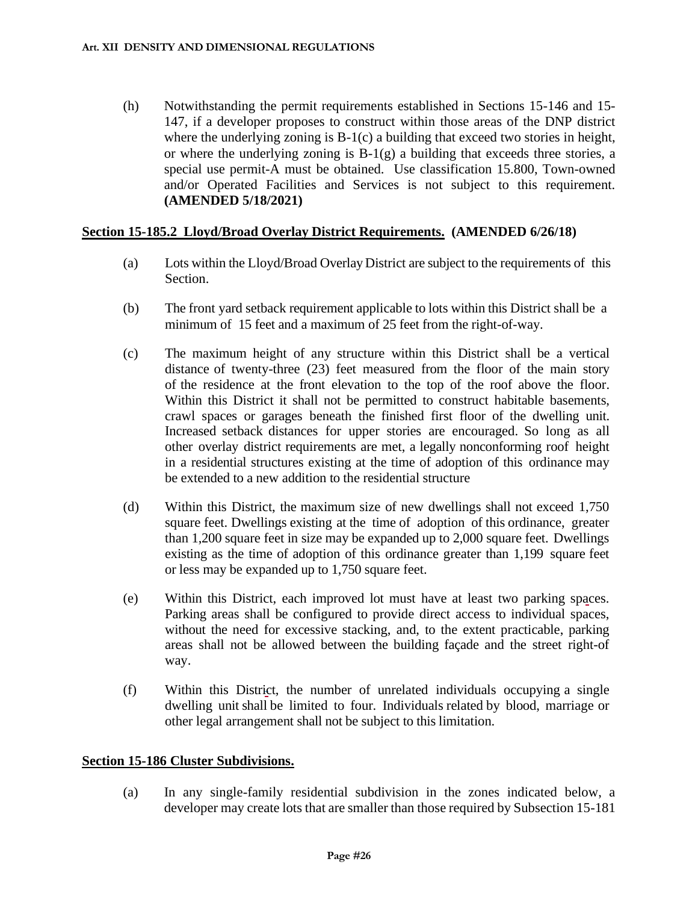(h) Notwithstanding the permit requirements established in Sections 15-146 and 15-147, if a developer proposes to construct within those areas of the DNP district where the underlying zoning is B-1(c) a building that exceed two stories in height, or where the underlying zoning is B-1(g) a building that exceeds three stories, a special use permit-A must be obtained. Use classification 15.800, Town-owned and/or Operated Facilities and Services is not subject to this requirement. **(AMENDED 5/18/2021)**

## Section 15-185.2 Lloyd/Broad Overlay District Requirements. (AMENDED 6/26/18)

(a) Lots within the Lloyd/Broad Overlay District are subject to the requirements of this Section.

(b) The front yard setback requirement applicable to lots within this District shall be a minimum of 15 feet and a maximum of 25 feet from the right-of-way.

(c) The maximum height of any structure within this District shall be a vertical distance of twenty-three (23) feet measured from the floor of the main story of the residence at the front elevation to the top of the roof above the floor. Within this District it shall not be permitted to construct habitable basements, crawl spaces or garages beneath the finished first floor of the dwelling unit. Increased setback distances for upper stories are encouraged. So long as all other overlay district requirements are met, a legally nonconforming roof height in a residential structures existing at the time of adoption of this ordinance may be extended to a new addition to the residential structure

(d) Within this District, the maximum size of new dwellings shall not exceed 1,750 square feet. Dwellings existing at the time of adoption of this ordinance, greater than 1,200 square feet in size may be expanded up to 2,000 square feet. Dwellings existing as the time of adoption of this ordinance greater than 1,199 square feet or less may be expanded up to 1,750 square feet.

(e) Within this District, each improved lot must have at least two parking spaces. Parking areas shall be configured to provide direct access to individual spaces, without the need for excessive stacking, and, to the extent practicable, parking areas shall not be allowed between the building façade and the street right-of way.

(f) Within this District, the number of unrelated individuals occupying a single dwelling unit shall be limited to four. Individuals related by blood, marriage or other legal arrangement shall not be subject to this limitation.

## Section 15-186 Cluster Subdivisions.

(a) In any single-family residential subdivision in the zones indicated below, a developer may create lots that are smaller than those required by Subsection 15-181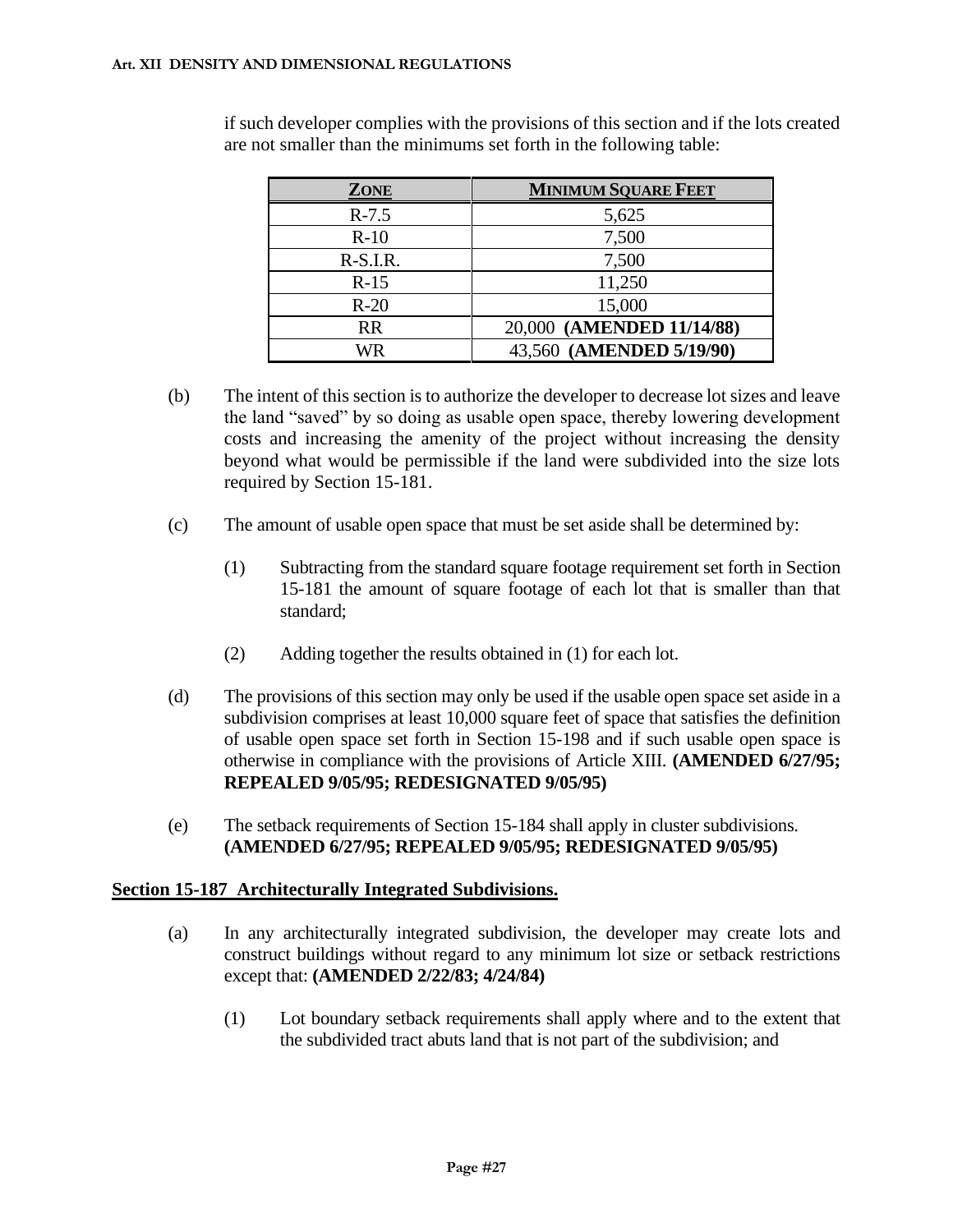if such developer complies with the provisions of this section and if the lots created are not smaller than the minimums set forth in the following table:

| **ZONE** | **MINIMUM SQUARE FEET** |
|---|---|
| R-7.5 | 5,625 |
| R-10 | 7,500 |
| R-S.I.R. | 7,500 |
| R-15 | 11,250 |
| R-20 | 15,000 |
| RR | 20,000 **(AMENDED 11/14/88)** |
| WR | 43,560 **(AMENDED 5/19/90)** |

(b) The intent of this section is to authorize the developer to decrease lot sizes and leave the land "saved" by so doing as usable open space, thereby lowering development costs and increasing the amenity of the project without increasing the density beyond what would be permissible if the land were subdivided into the size lots required by Section 15-181.

(c) The amount of usable open space that must be set aside shall be determined by:

(1) Subtracting from the standard square footage requirement set forth in Section 15-181 the amount of square footage of each lot that is smaller than that standard;

(2) Adding together the results obtained in (1) for each lot.

(d) The provisions of this section may only be used if the usable open space set aside in a subdivision comprises at least 10,000 square feet of space that satisfies the definition of usable open space set forth in Section 15-198 and if such usable open space is otherwise in compliance with the provisions of Article XIII. **(AMENDED 6/27/95; REPEALED 9/05/95; REDESIGNATED 9/05/95)**

(e) The setback requirements of Section 15-184 shall apply in cluster subdivisions. **(AMENDED 6/27/95; REPEALED 9/05/95; REDESIGNATED 9/05/95)**

## Section 15-187 Architecturally Integrated Subdivisions.

(a) In any architecturally integrated subdivision, the developer may create lots and construct buildings without regard to any minimum lot size or setback restrictions except that: **(AMENDED 2/22/83; 4/24/84)**

(1) Lot boundary setback requirements shall apply where and to the extent that the subdivided tract abuts land that is not part of the subdivision; and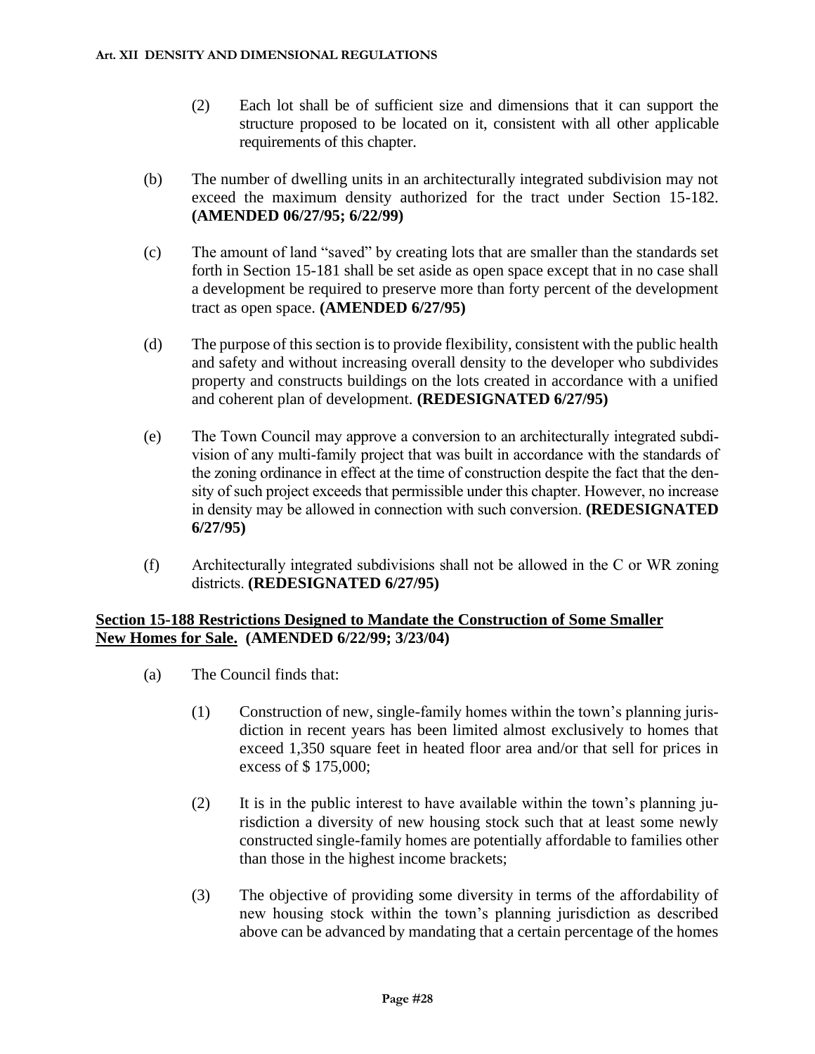(2) Each lot shall be of sufficient size and dimensions that it can support the structure proposed to be located on it, consistent with all other applicable requirements of this chapter.

(b) The number of dwelling units in an architecturally integrated subdivision may not exceed the maximum density authorized for the tract under Section 15-182. **(AMENDED 06/27/95; 6/22/99)**

(c) The amount of land "saved" by creating lots that are smaller than the standards set forth in Section 15-181 shall be set aside as open space except that in no case shall a development be required to preserve more than forty percent of the development tract as open space. **(AMENDED 6/27/95)**

(d) The purpose of this section is to provide flexibility, consistent with the public health and safety and without increasing overall density to the developer who subdivides property and constructs buildings on the lots created in accordance with a unified and coherent plan of development. **(REDESIGNATED 6/27/95)**

(e) The Town Council may approve a conversion to an architecturally integrated subdivision of any multi-family project that was built in accordance with the standards of the zoning ordinance in effect at the time of construction despite the fact that the density of such project exceeds that permissible under this chapter. However, no increase in density may be allowed in connection with such conversion. **(REDESIGNATED 6/27/95)**

(f) Architecturally integrated subdivisions shall not be allowed in the C or WR zoning districts. **(REDESIGNATED 6/27/95)**

## Section 15-188 Restrictions Designed to Mandate the Construction of Some Smaller New Homes for Sale. (AMENDED 6/22/99; 3/23/04)

(a) The Council finds that:

(1) Construction of new, single-family homes within the town's planning jurisdiction in recent years has been limited almost exclusively to homes that exceed 1,350 square feet in heated floor area and/or that sell for prices in excess of $ 175,000;

(2) It is in the public interest to have available within the town's planning jurisdiction a diversity of new housing stock such that at least some newly constructed single-family homes are potentially affordable to families other than those in the highest income brackets;

(3) The objective of providing some diversity in terms of the affordability of new housing stock within the town's planning jurisdiction as described above can be advanced by mandating that a certain percentage of the homes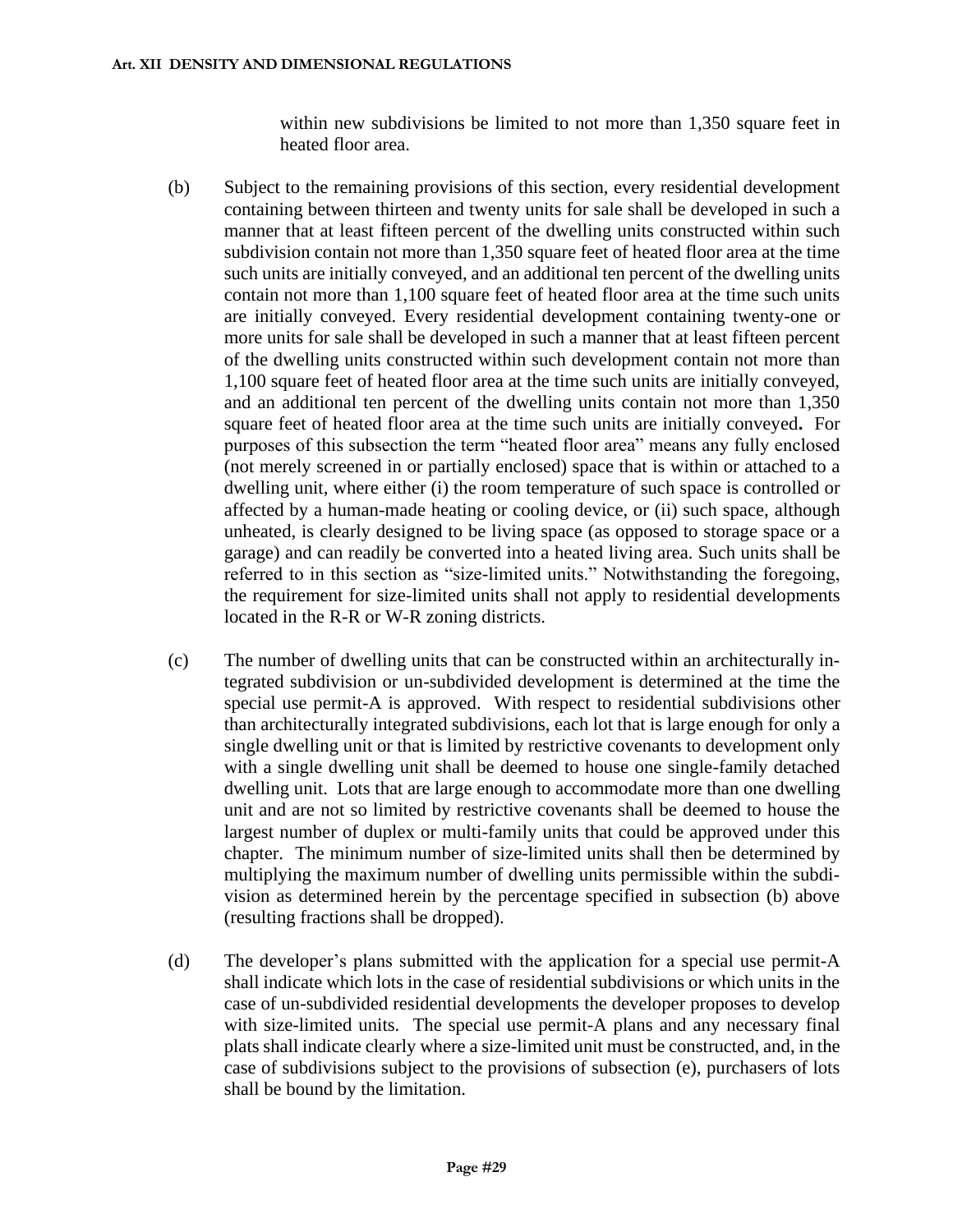within new subdivisions be limited to not more than 1,350 square feet in heated floor area.

(b) Subject to the remaining provisions of this section, every residential development containing between thirteen and twenty units for sale shall be developed in such a manner that at least fifteen percent of the dwelling units constructed within such subdivision contain not more than 1,350 square feet of heated floor area at the time such units are initially conveyed, and an additional ten percent of the dwelling units contain not more than 1,100 square feet of heated floor area at the time such units are initially conveyed. Every residential development containing twenty-one or more units for sale shall be developed in such a manner that at least fifteen percent of the dwelling units constructed within such development contain not more than 1,100 square feet of heated floor area at the time such units are initially conveyed, and an additional ten percent of the dwelling units contain not more than 1,350 square feet of heated floor area at the time such units are initially conveyed**.** For purposes of this subsection the term "heated floor area" means any fully enclosed (not merely screened in or partially enclosed) space that is within or attached to a dwelling unit, where either (i) the room temperature of such space is controlled or affected by a human-made heating or cooling device, or (ii) such space, although unheated, is clearly designed to be living space (as opposed to storage space or a garage) and can readily be converted into a heated living area. Such units shall be referred to in this section as "size-limited units." Notwithstanding the foregoing, the requirement for size-limited units shall not apply to residential developments located in the R-R or W-R zoning districts.

(c) The number of dwelling units that can be constructed within an architecturally integrated subdivision or un-subdivided development is determined at the time the special use permit-A is approved. With respect to residential subdivisions other than architecturally integrated subdivisions, each lot that is large enough for only a single dwelling unit or that is limited by restrictive covenants to development only with a single dwelling unit shall be deemed to house one single-family detached dwelling unit. Lots that are large enough to accommodate more than one dwelling unit and are not so limited by restrictive covenants shall be deemed to house the largest number of duplex or multi-family units that could be approved under this chapter. The minimum number of size-limited units shall then be determined by multiplying the maximum number of dwelling units permissible within the subdivision as determined herein by the percentage specified in subsection (b) above (resulting fractions shall be dropped).

(d) The developer's plans submitted with the application for a special use permit-A shall indicate which lots in the case of residential subdivisions or which units in the case of un-subdivided residential developments the developer proposes to develop with size-limited units. The special use permit-A plans and any necessary final plats shall indicate clearly where a size-limited unit must be constructed, and, in the case of subdivisions subject to the provisions of subsection (e), purchasers of lots shall be bound by the limitation.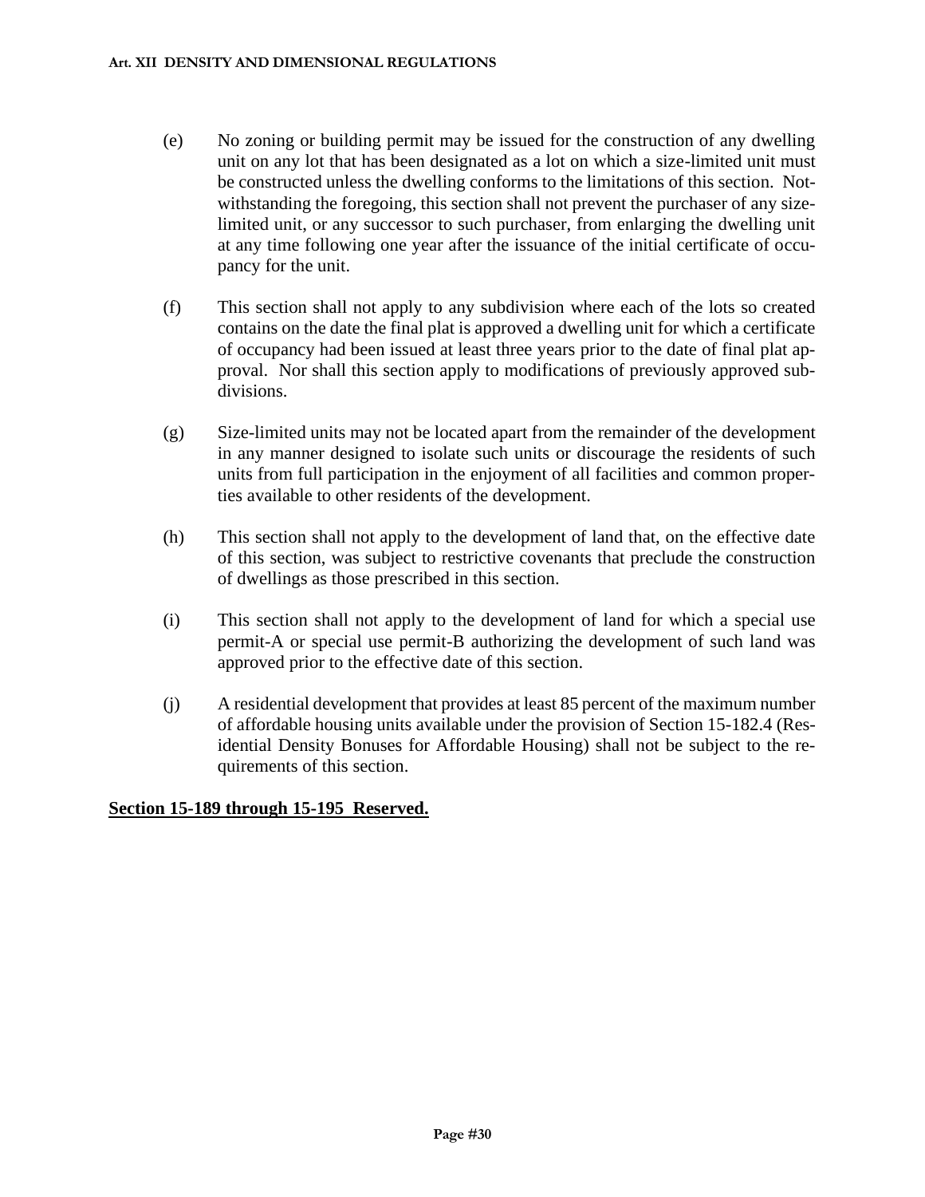(e) No zoning or building permit may be issued for the construction of any dwelling unit on any lot that has been designated as a lot on which a size-limited unit must be constructed unless the dwelling conforms to the limitations of this section. Notwithstanding the foregoing, this section shall not prevent the purchaser of any size-limited unit, or any successor to such purchaser, from enlarging the dwelling unit at any time following one year after the issuance of the initial certificate of occupancy for the unit.

(f) This section shall not apply to any subdivision where each of the lots so created contains on the date the final plat is approved a dwelling unit for which a certificate of occupancy had been issued at least three years prior to the date of final plat approval. Nor shall this section apply to modifications of previously approved subdivisions.

(g) Size-limited units may not be located apart from the remainder of the development in any manner designed to isolate such units or discourage the residents of such units from full participation in the enjoyment of all facilities and common properties available to other residents of the development.

(h) This section shall not apply to the development of land that, on the effective date of this section, was subject to restrictive covenants that preclude the construction of dwellings as those prescribed in this section.

(i) This section shall not apply to the development of land for which a special use permit-A or special use permit-B authorizing the development of such land was approved prior to the effective date of this section.

(j) A residential development that provides at least 85 percent of the maximum number of affordable housing units available under the provision of Section 15-182.4 (Residential Density Bonuses for Affordable Housing) shall not be subject to the requirements of this section.

**Section 15-189 through 15-195 Reserved.**